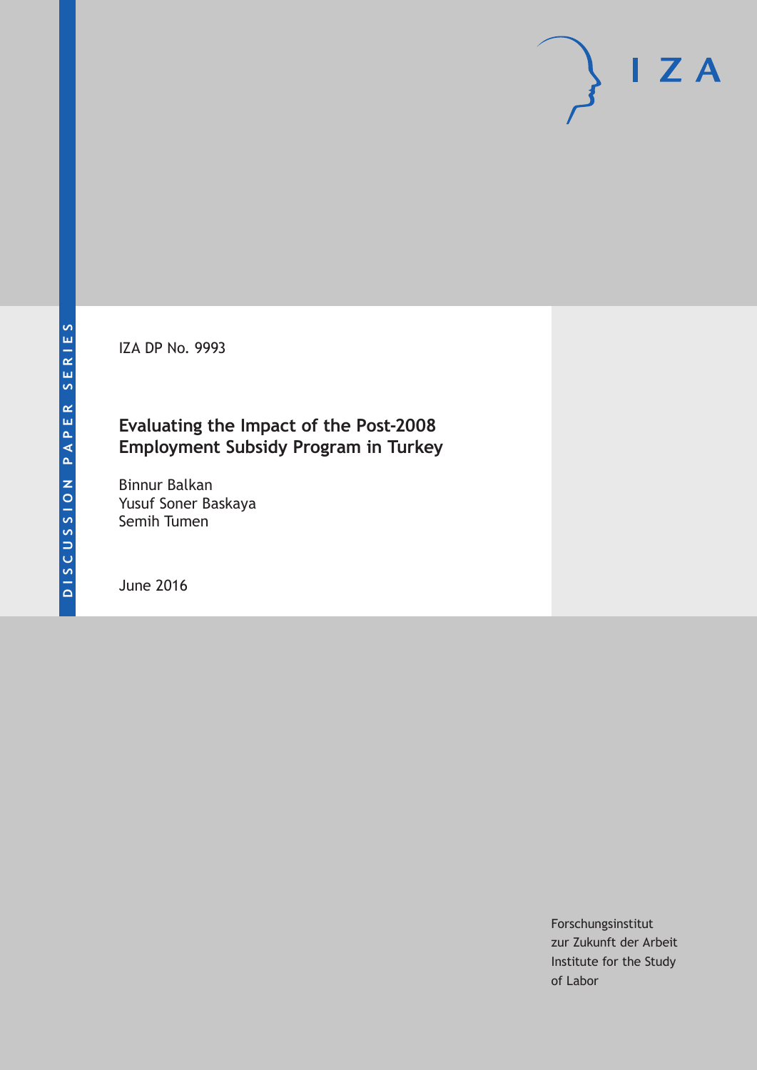DISCUSSION PAPER SERIES

IZA DP No. 9993

# Evaluating the Impact of the Post-2008 Employment Subsidy Program in Turkey

Binnur Balkan
Yusuf Soner Baskaya
Semih Tumen

June 2016

Forschungsinstitut
zur Zukunft der Arbeit
Institute for the Study
of Labor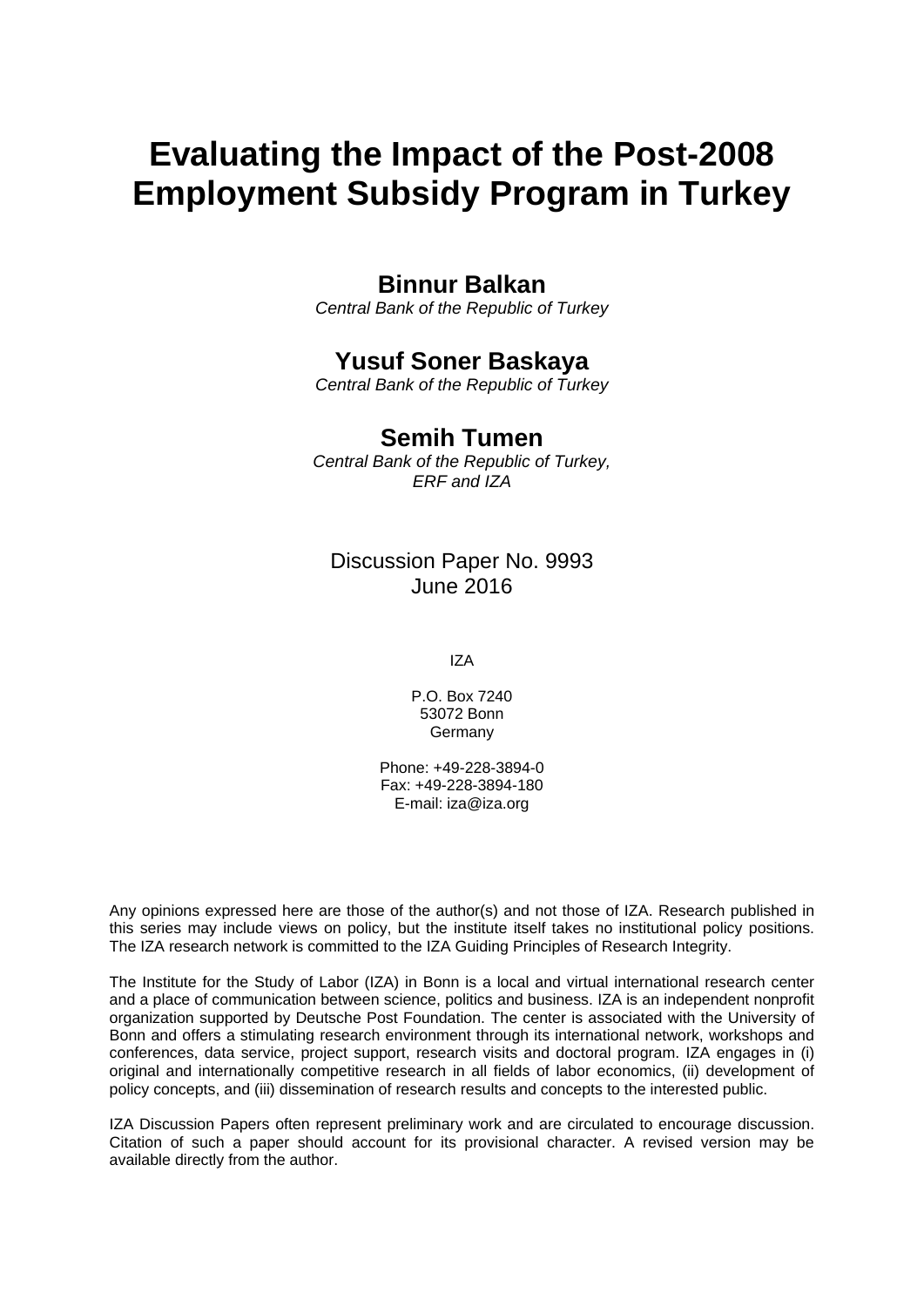# Evaluating the Impact of the Post-2008 Employment Subsidy Program in Turkey

**Binnur Balkan**
*Central Bank of the Republic of Turkey*

**Yusuf Soner Baskaya**
*Central Bank of the Republic of Turkey*

**Semih Tumen**
*Central Bank of the Republic of Turkey, ERF and IZA*

Discussion Paper No. 9993
June 2016

IZA

P.O. Box 7240
53072 Bonn
Germany

Phone: +49-228-3894-0
Fax: +49-228-3894-180
E-mail: iza@iza.org

Any opinions expressed here are those of the author(s) and not those of IZA. Research published in this series may include views on policy, but the institute itself takes no institutional policy positions. The IZA research network is committed to the IZA Guiding Principles of Research Integrity.

The Institute for the Study of Labor (IZA) in Bonn is a local and virtual international research center and a place of communication between science, politics and business. IZA is an independent nonprofit organization supported by Deutsche Post Foundation. The center is associated with the University of Bonn and offers a stimulating research environment through its international network, workshops and conferences, data service, project support, research visits and doctoral program. IZA engages in (i) original and internationally competitive research in all fields of labor economics, (ii) development of policy concepts, and (iii) dissemination of research results and concepts to the interested public.

IZA Discussion Papers often represent preliminary work and are circulated to encourage discussion. Citation of such a paper should account for its provisional character. A revised version may be available directly from the author.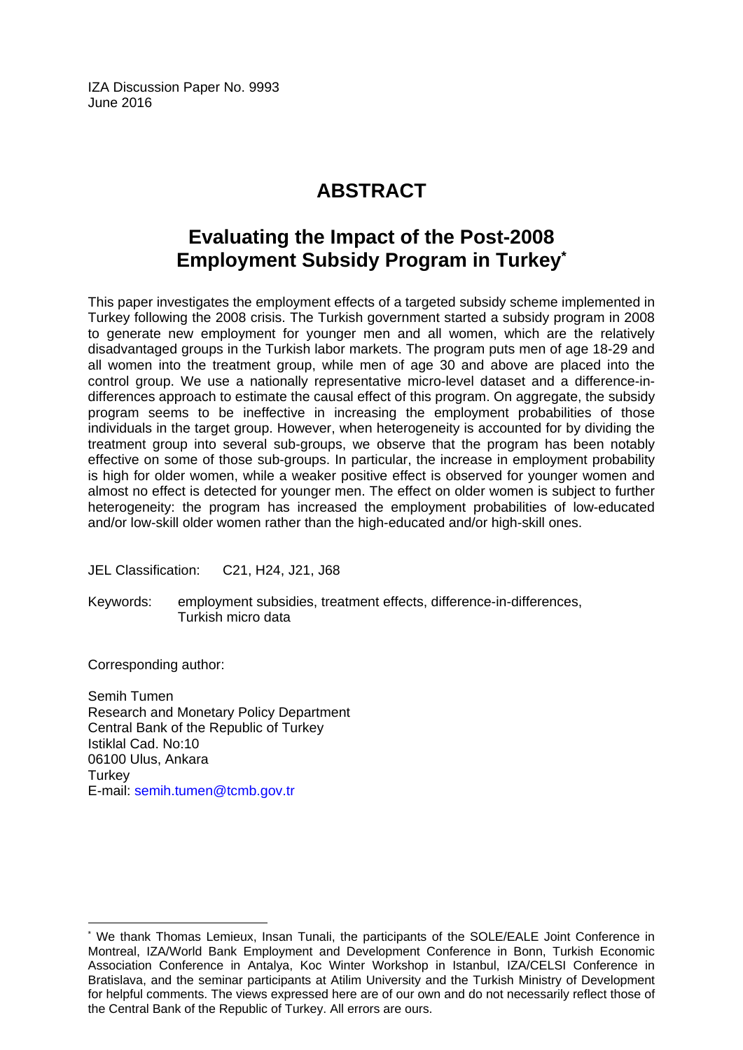IZA Discussion Paper No. 9993
June 2016

# ABSTRACT

## Evaluating the Impact of the Post-2008 Employment Subsidy Program in Turkey*

This paper investigates the employment effects of a targeted subsidy scheme implemented in Turkey following the 2008 crisis. The Turkish government started a subsidy program in 2008 to generate new employment for younger men and all women, which are the relatively disadvantaged groups in the Turkish labor markets. The program puts men of age 18-29 and all women into the treatment group, while men of age 30 and above are placed into the control group. We use a nationally representative micro-level dataset and a difference-in-differences approach to estimate the causal effect of this program. On aggregate, the subsidy program seems to be ineffective in increasing the employment probabilities of those individuals in the target group. However, when heterogeneity is accounted for by dividing the treatment group into several sub-groups, we observe that the program has been notably effective on some of those sub-groups. In particular, the increase in employment probability is high for older women, while a weaker positive effect is observed for younger women and almost no effect is detected for younger men. The effect on older women is subject to further heterogeneity: the program has increased the employment probabilities of low-educated and/or low-skill older women rather than the high-educated and/or high-skill ones.

JEL Classification: C21, H24, J21, J68

Keywords: employment subsidies, treatment effects, difference-in-differences, Turkish micro data

Corresponding author:

Semih Tumen
Research and Monetary Policy Department
Central Bank of the Republic of Turkey
Istiklal Cad. No:10
06100 Ulus, Ankara
Turkey
E-mail: semih.tumen@tcmb.gov.tr

---

* We thank Thomas Lemieux, Insan Tunali, the participants of the SOLE/EALE Joint Conference in Montreal, IZA/World Bank Employment and Development Conference in Bonn, Turkish Economic Association Conference in Antalya, Koc Winter Workshop in Istanbul, IZA/CELSI Conference in Bratislava, and the seminar participants at Atilim University and the Turkish Ministry of Development for helpful comments. The views expressed here are of our own and do not necessarily reflect those of the Central Bank of the Republic of Turkey. All errors are ours.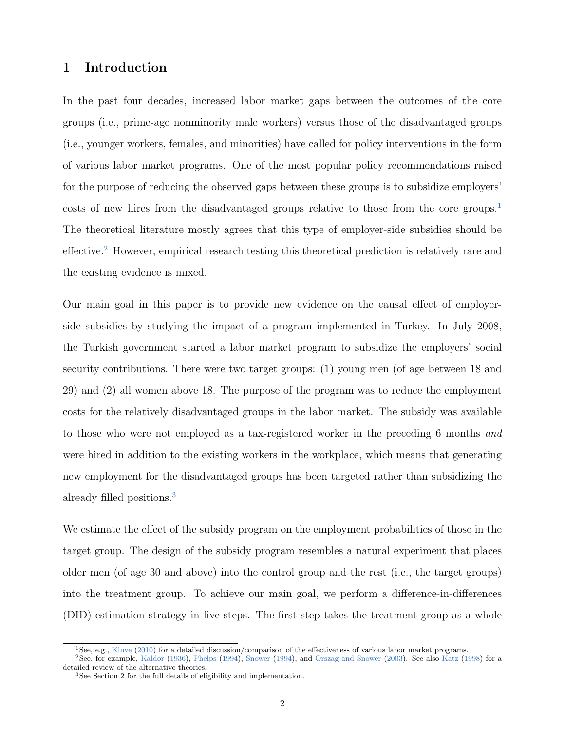# 1 Introduction

In the past four decades, increased labor market gaps between the outcomes of the core groups (i.e., prime-age nonminority male workers) versus those of the disadvantaged groups (i.e., younger workers, females, and minorities) have called for policy interventions in the form of various labor market programs. One of the most popular policy recommendations raised for the purpose of reducing the observed gaps between these groups is to subsidize employers' costs of new hires from the disadvantaged groups relative to those from the core groups.[1] The theoretical literature mostly agrees that this type of employer-side subsidies should be effective.[2] However, empirical research testing this theoretical prediction is relatively rare and the existing evidence is mixed.

Our main goal in this paper is to provide new evidence on the causal effect of employer-side subsidies by studying the impact of a program implemented in Turkey. In July 2008, the Turkish government started a labor market program to subsidize the employers' social security contributions. There were two target groups: (1) young men (of age between 18 and 29) and (2) all women above 18. The purpose of the program was to reduce the employment costs for the relatively disadvantaged groups in the labor market. The subsidy was available to those who were not employed as a tax-registered worker in the preceding 6 months *and* were hired in addition to the existing workers in the workplace, which means that generating new employment for the disadvantaged groups has been targeted rather than subsidizing the already filled positions.[3]

We estimate the effect of the subsidy program on the employment probabilities of those in the target group. The design of the subsidy program resembles a natural experiment that places older men (of age 30 and above) into the control group and the rest (i.e., the target groups) into the treatment group. To achieve our main goal, we perform a difference-in-differences (DID) estimation strategy in five steps. The first step takes the treatment group as a whole

---

[1] See, e.g., Kluve (2010) for a detailed discussion/comparison of the effectiveness of various labor market programs.

[2] See, for example, Kaldor (1936), Phelps (1994), Snower (1994), and Orszag and Snower (2003). See also Katz (1998) for a detailed review of the alternative theories.

[3] See Section 2 for the full details of eligibility and implementation.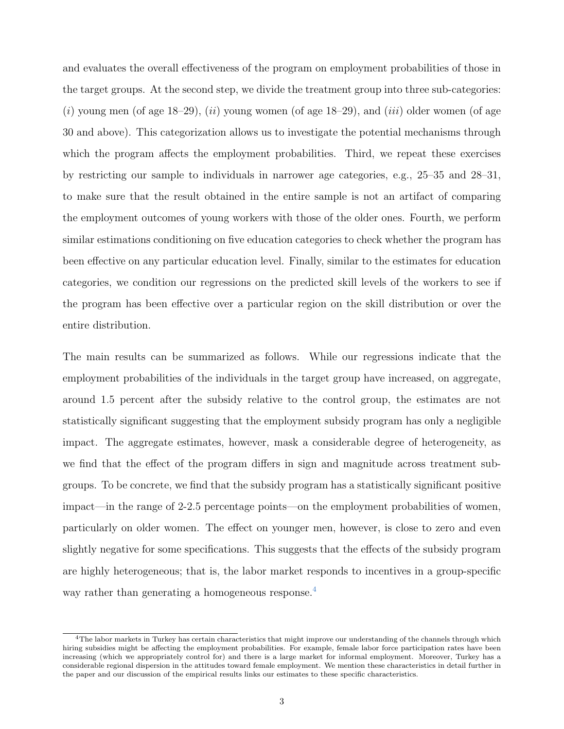and evaluates the overall effectiveness of the program on employment probabilities of those in the target groups. At the second step, we divide the treatment group into three sub-categories: (*i*) young men (of age 18–29), (*ii*) young women (of age 18–29), and (*iii*) older women (of age 30 and above). This categorization allows us to investigate the potential mechanisms through which the program affects the employment probabilities. Third, we repeat these exercises by restricting our sample to individuals in narrower age categories, e.g., 25–35 and 28–31, to make sure that the result obtained in the entire sample is not an artifact of comparing the employment outcomes of young workers with those of the older ones. Fourth, we perform similar estimations conditioning on five education categories to check whether the program has been effective on any particular education level. Finally, similar to the estimates for education categories, we condition our regressions on the predicted skill levels of the workers to see if the program has been effective over a particular region on the skill distribution or over the entire distribution.

The main results can be summarized as follows. While our regressions indicate that the employment probabilities of the individuals in the target group have increased, on aggregate, around 1.5 percent after the subsidy relative to the control group, the estimates are not statistically significant suggesting that the employment subsidy program has only a negligible impact. The aggregate estimates, however, mask a considerable degree of heterogeneity, as we find that the effect of the program differs in sign and magnitude across treatment subgroups. To be concrete, we find that the subsidy program has a statistically significant positive impact—in the range of 2-2.5 percentage points—on the employment probabilities of women, particularly on older women. The effect on younger men, however, is close to zero and even slightly negative for some specifications. This suggests that the effects of the subsidy program are highly heterogeneous; that is, the labor market responds to incentives in a group-specific way rather than generating a homogeneous response.[4]

[4]The labor markets in Turkey has certain characteristics that might improve our understanding of the channels through which hiring subsidies might be affecting the employment probabilities. For example, female labor force participation rates have been increasing (which we appropriately control for) and there is a large market for informal employment. Moreover, Turkey has a considerable regional dispersion in the attitudes toward female employment. We mention these characteristics in detail further in the paper and our discussion of the empirical results links our estimates to these specific characteristics.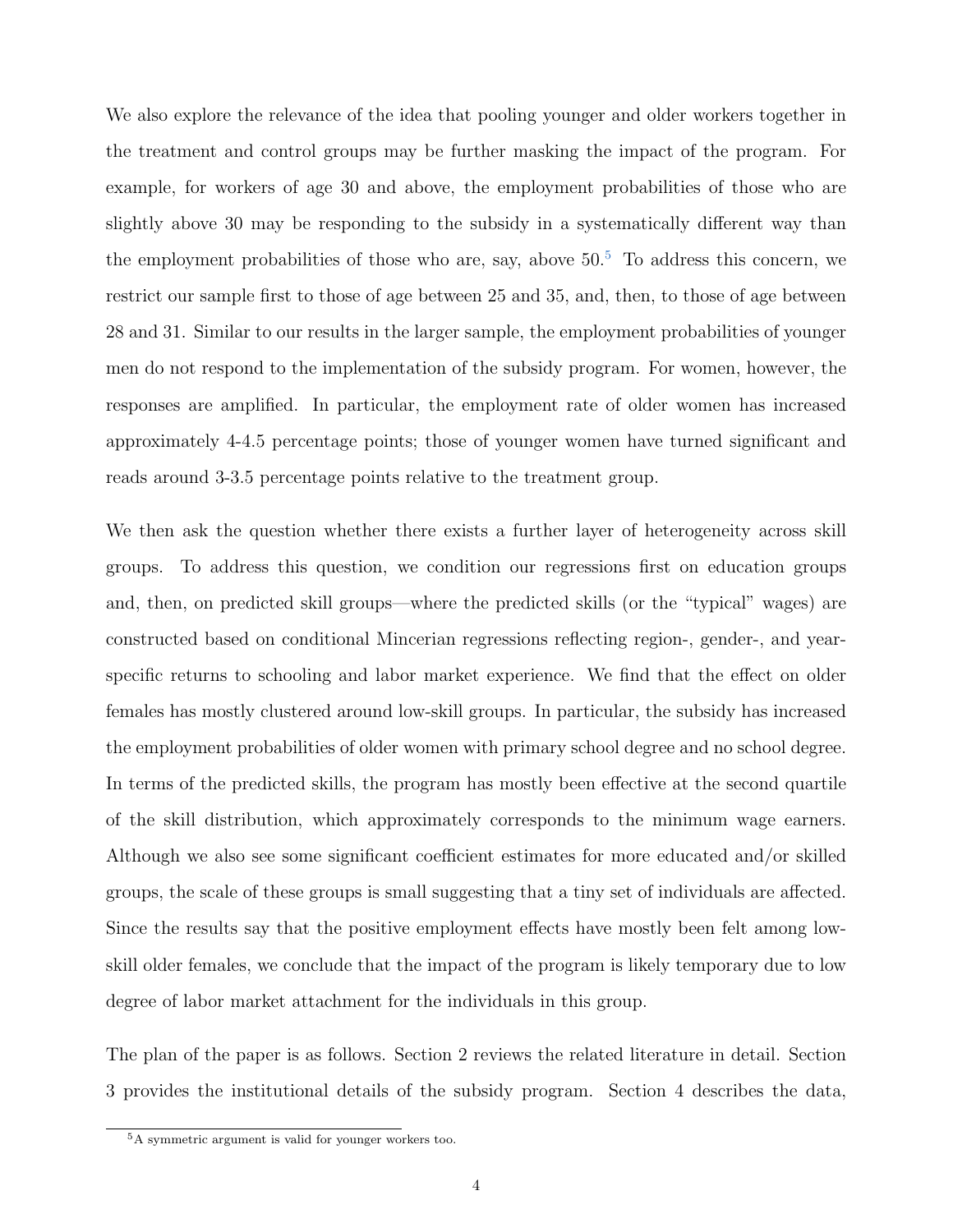We also explore the relevance of the idea that pooling younger and older workers together in the treatment and control groups may be further masking the impact of the program. For example, for workers of age 30 and above, the employment probabilities of those who are slightly above 30 may be responding to the subsidy in a systematically different way than the employment probabilities of those who are, say, above 50.[5] To address this concern, we restrict our sample first to those of age between 25 and 35, and, then, to those of age between 28 and 31. Similar to our results in the larger sample, the employment probabilities of younger men do not respond to the implementation of the subsidy program. For women, however, the responses are amplified. In particular, the employment rate of older women has increased approximately 4-4.5 percentage points; those of younger women have turned significant and reads around 3-3.5 percentage points relative to the treatment group.

We then ask the question whether there exists a further layer of heterogeneity across skill groups. To address this question, we condition our regressions first on education groups and, then, on predicted skill groups—where the predicted skills (or the "typical" wages) are constructed based on conditional Mincerian regressions reflecting region-, gender-, and year-specific returns to schooling and labor market experience. We find that the effect on older females has mostly clustered around low-skill groups. In particular, the subsidy has increased the employment probabilities of older women with primary school degree and no school degree. In terms of the predicted skills, the program has mostly been effective at the second quartile of the skill distribution, which approximately corresponds to the minimum wage earners. Although we also see some significant coefficient estimates for more educated and/or skilled groups, the scale of these groups is small suggesting that a tiny set of individuals are affected. Since the results say that the positive employment effects have mostly been felt among low-skill older females, we conclude that the impact of the program is likely temporary due to low degree of labor market attachment for the individuals in this group.

The plan of the paper is as follows. Section 2 reviews the related literature in detail. Section 3 provides the institutional details of the subsidy program. Section 4 describes the data,

[5] A symmetric argument is valid for younger workers too.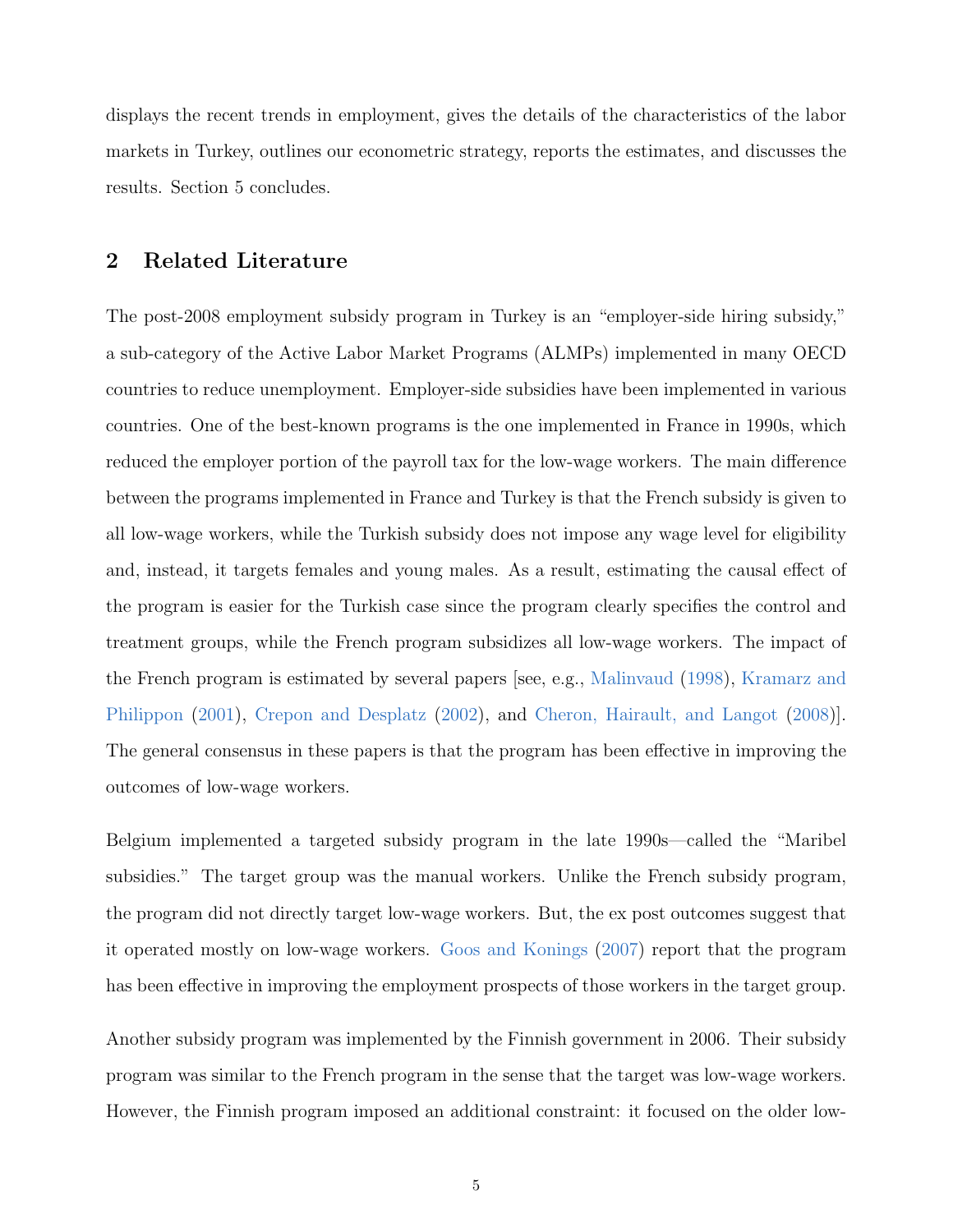displays the recent trends in employment, gives the details of the characteristics of the labor markets in Turkey, outlines our econometric strategy, reports the estimates, and discusses the results. Section 5 concludes.

## 2 Related Literature

The post-2008 employment subsidy program in Turkey is an "employer-side hiring subsidy," a sub-category of the Active Labor Market Programs (ALMPs) implemented in many OECD countries to reduce unemployment. Employer-side subsidies have been implemented in various countries. One of the best-known programs is the one implemented in France in 1990s, which reduced the employer portion of the payroll tax for the low-wage workers. The main difference between the programs implemented in France and Turkey is that the French subsidy is given to all low-wage workers, while the Turkish subsidy does not impose any wage level for eligibility and, instead, it targets females and young males. As a result, estimating the causal effect of the program is easier for the Turkish case since the program clearly specifies the control and treatment groups, while the French program subsidizes all low-wage workers. The impact of the French program is estimated by several papers [see, e.g., Malinvaud (1998), Kramarz and Philippon (2001), Crepon and Desplatz (2002), and Cheron, Hairault, and Langot (2008)]. The general consensus in these papers is that the program has been effective in improving the outcomes of low-wage workers.

Belgium implemented a targeted subsidy program in the late 1990s—called the "Maribel subsidies." The target group was the manual workers. Unlike the French subsidy program, the program did not directly target low-wage workers. But, the ex post outcomes suggest that it operated mostly on low-wage workers. Goos and Konings (2007) report that the program has been effective in improving the employment prospects of those workers in the target group.

Another subsidy program was implemented by the Finnish government in 2006. Their subsidy program was similar to the French program in the sense that the target was low-wage workers. However, the Finnish program imposed an additional constraint: it focused on the older low-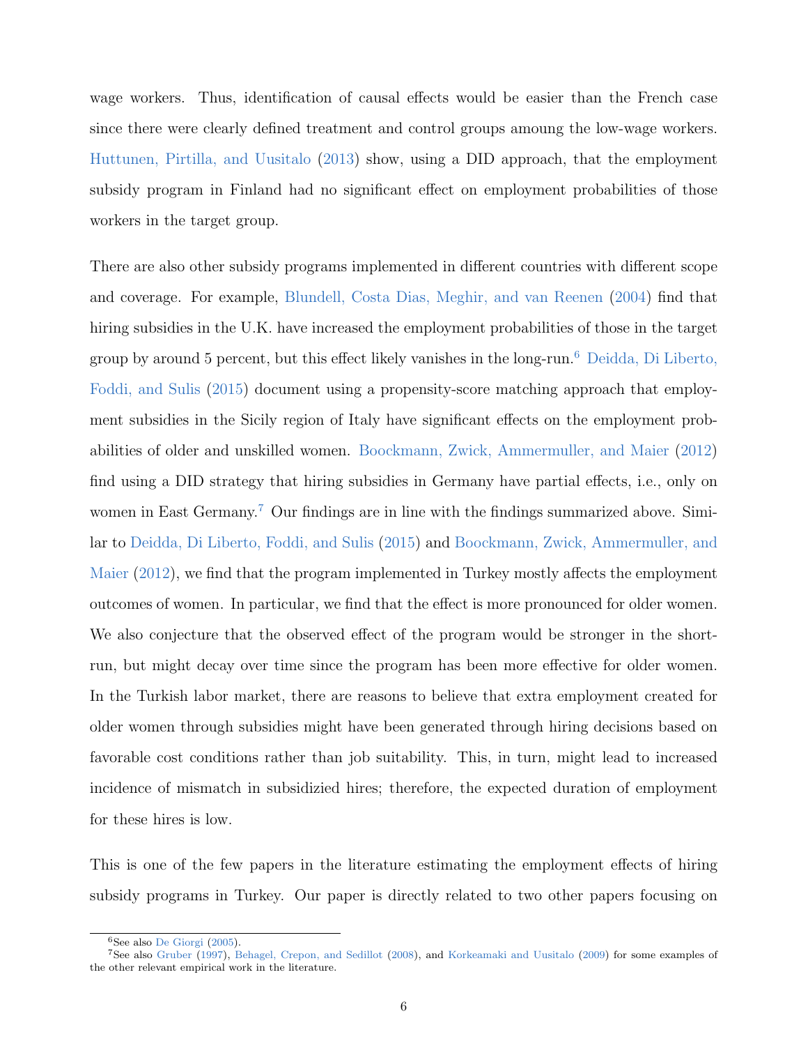wage workers. Thus, identification of causal effects would be easier than the French case since there were clearly defined treatment and control groups amoung the low-wage workers. Huttunen, Pirtilla, and Uusitalo (2013) show, using a DID approach, that the employment subsidy program in Finland had no significant effect on employment probabilities of those workers in the target group.

There are also other subsidy programs implemented in different countries with different scope and coverage. For example, Blundell, Costa Dias, Meghir, and van Reenen (2004) find that hiring subsidies in the U.K. have increased the employment probabilities of those in the target group by around 5 percent, but this effect likely vanishes in the long-run.[6] Deidda, Di Liberto, Foddi, and Sulis (2015) document using a propensity-score matching approach that employment subsidies in the Sicily region of Italy have significant effects on the employment probabilities of older and unskilled women. Boockmann, Zwick, Ammermuller, and Maier (2012) find using a DID strategy that hiring subsidies in Germany have partial effects, i.e., only on women in East Germany.[7] Our findings are in line with the findings summarized above. Similar to Deidda, Di Liberto, Foddi, and Sulis (2015) and Boockmann, Zwick, Ammermuller, and Maier (2012), we find that the program implemented in Turkey mostly affects the employment outcomes of women. In particular, we find that the effect is more pronounced for older women. We also conjecture that the observed effect of the program would be stronger in the short-run, but might decay over time since the program has been more effective for older women. In the Turkish labor market, there are reasons to believe that extra employment created for older women through subsidies might have been generated through hiring decisions based on favorable cost conditions rather than job suitability. This, in turn, might lead to increased incidence of mismatch in subsidizied hires; therefore, the expected duration of employment for these hires is low.

This is one of the few papers in the literature estimating the employment effects of hiring subsidy programs in Turkey. Our paper is directly related to two other papers focusing on

[6] See also De Giorgi (2005).

[7] See also Gruber (1997), Behagel, Crepon, and Sedillot (2008), and Korkeamaki and Uusitalo (2009) for some examples of the other relevant empirical work in the literature.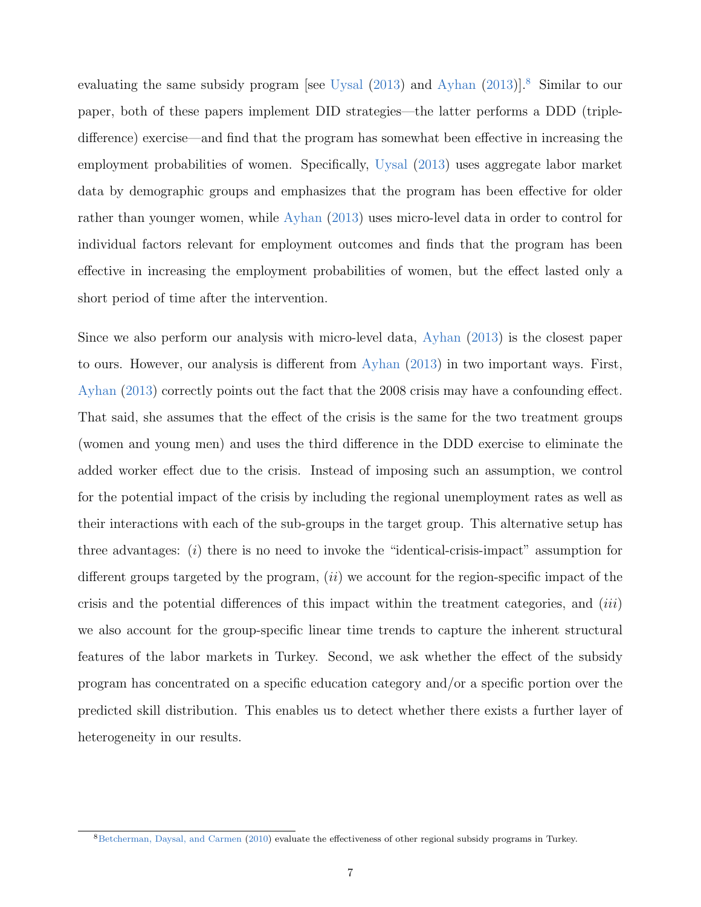evaluating the same subsidy program [see Uysal (2013) and Ayhan (2013)].[8] Similar to our paper, both of these papers implement DID strategies—the latter performs a DDD (triple-difference) exercise—and find that the program has somewhat been effective in increasing the employment probabilities of women. Specifically, Uysal (2013) uses aggregate labor market data by demographic groups and emphasizes that the program has been effective for older rather than younger women, while Ayhan (2013) uses micro-level data in order to control for individual factors relevant for employment outcomes and finds that the program has been effective in increasing the employment probabilities of women, but the effect lasted only a short period of time after the intervention.

Since we also perform our analysis with micro-level data, Ayhan (2013) is the closest paper to ours. However, our analysis is different from Ayhan (2013) in two important ways. First, Ayhan (2013) correctly points out the fact that the 2008 crisis may have a confounding effect. That said, she assumes that the effect of the crisis is the same for the two treatment groups (women and young men) and uses the third difference in the DDD exercise to eliminate the added worker effect due to the crisis. Instead of imposing such an assumption, we control for the potential impact of the crisis by including the regional unemployment rates as well as their interactions with each of the sub-groups in the target group. This alternative setup has three advantages: (*i*) there is no need to invoke the "identical-crisis-impact" assumption for different groups targeted by the program, (*ii*) we account for the region-specific impact of the crisis and the potential differences of this impact within the treatment categories, and (*iii*) we also account for the group-specific linear time trends to capture the inherent structural features of the labor markets in Turkey. Second, we ask whether the effect of the subsidy program has concentrated on a specific education category and/or a specific portion over the predicted skill distribution. This enables us to detect whether there exists a further layer of heterogeneity in our results.

[8] Betcherman, Daysal, and Carmen (2010) evaluate the effectiveness of other regional subsidy programs in Turkey.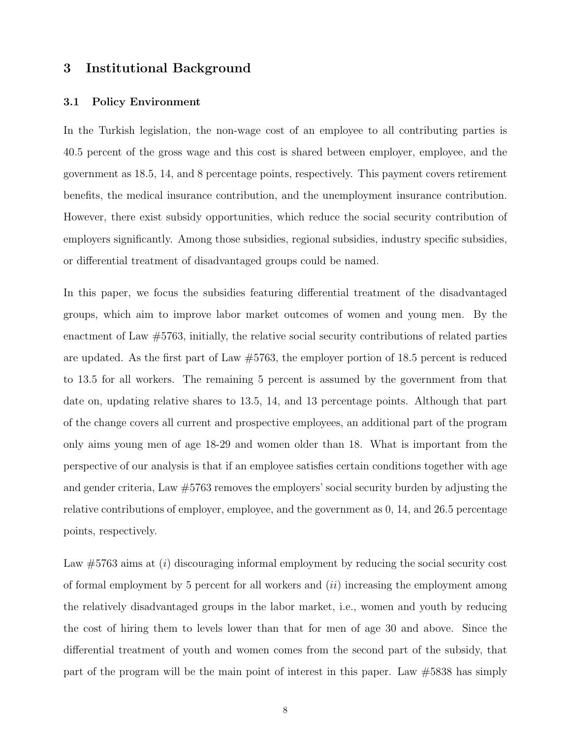## 3 Institutional Background

### 3.1 Policy Environment

In the Turkish legislation, the non-wage cost of an employee to all contributing parties is 40.5 percent of the gross wage and this cost is shared between employer, employee, and the government as 18.5, 14, and 8 percentage points, respectively. This payment covers retirement benefits, the medical insurance contribution, and the unemployment insurance contribution. However, there exist subsidy opportunities, which reduce the social security contribution of employers significantly. Among those subsidies, regional subsidies, industry specific subsidies, or differential treatment of disadvantaged groups could be named.

In this paper, we focus the subsidies featuring differential treatment of the disadvantaged groups, which aim to improve labor market outcomes of women and young men. By the enactment of Law #5763, initially, the relative social security contributions of related parties are updated. As the first part of Law #5763, the employer portion of 18.5 percent is reduced to 13.5 for all workers. The remaining 5 percent is assumed by the government from that date on, updating relative shares to 13.5, 14, and 13 percentage points. Although that part of the change covers all current and prospective employees, an additional part of the program only aims young men of age 18-29 and women older than 18. What is important from the perspective of our analysis is that if an employee satisfies certain conditions together with age and gender criteria, Law #5763 removes the employers' social security burden by adjusting the relative contributions of employer, employee, and the government as 0, 14, and 26.5 percentage points, respectively.

Law #5763 aims at (*i*) discouraging informal employment by reducing the social security cost of formal employment by 5 percent for all workers and (*ii*) increasing the employment among the relatively disadvantaged groups in the labor market, i.e., women and youth by reducing the cost of hiring them to levels lower than that for men of age 30 and above. Since the differential treatment of youth and women comes from the second part of the subsidy, that part of the program will be the main point of interest in this paper. Law #5838 has simply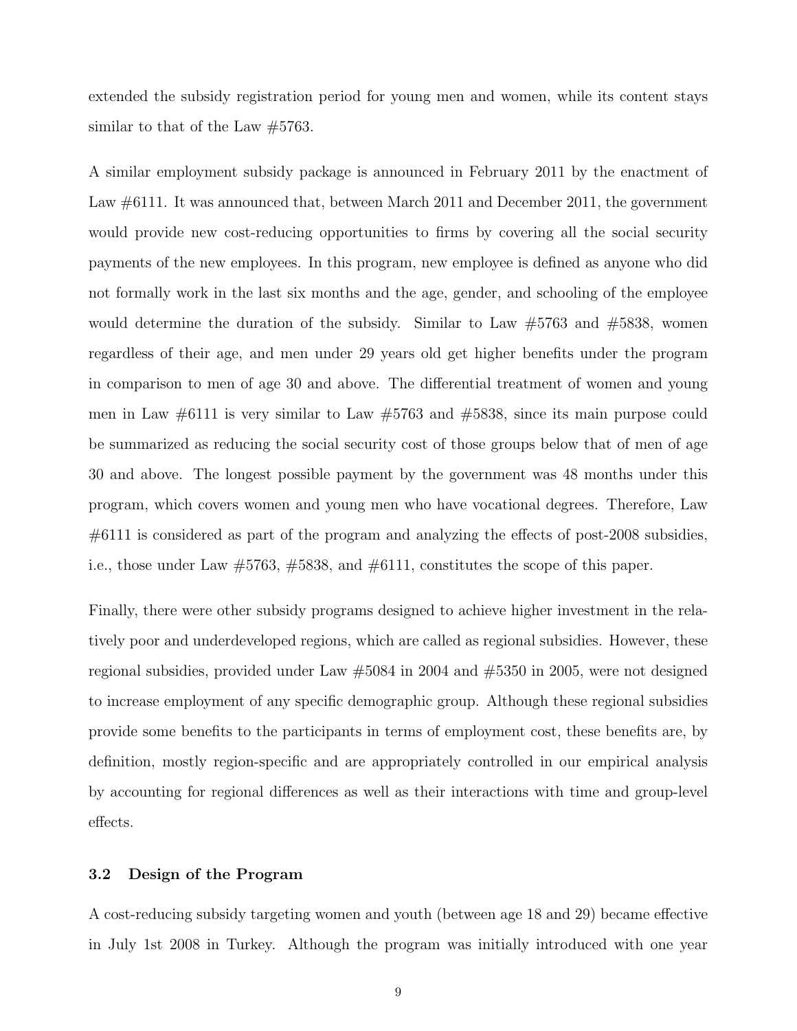extended the subsidy registration period for young men and women, while its content stays similar to that of the Law #5763.

A similar employment subsidy package is announced in February 2011 by the enactment of Law #6111. It was announced that, between March 2011 and December 2011, the government would provide new cost-reducing opportunities to firms by covering all the social security payments of the new employees. In this program, new employee is defined as anyone who did not formally work in the last six months and the age, gender, and schooling of the employee would determine the duration of the subsidy. Similar to Law #5763 and #5838, women regardless of their age, and men under 29 years old get higher benefits under the program in comparison to men of age 30 and above. The differential treatment of women and young men in Law #6111 is very similar to Law #5763 and #5838, since its main purpose could be summarized as reducing the social security cost of those groups below that of men of age 30 and above. The longest possible payment by the government was 48 months under this program, which covers women and young men who have vocational degrees. Therefore, Law #6111 is considered as part of the program and analyzing the effects of post-2008 subsidies, i.e., those under Law #5763, #5838, and #6111, constitutes the scope of this paper.

Finally, there were other subsidy programs designed to achieve higher investment in the relatively poor and underdeveloped regions, which are called as regional subsidies. However, these regional subsidies, provided under Law #5084 in 2004 and #5350 in 2005, were not designed to increase employment of any specific demographic group. Although these regional subsidies provide some benefits to the participants in terms of employment cost, these benefits are, by definition, mostly region-specific and are appropriately controlled in our empirical analysis by accounting for regional differences as well as their interactions with time and group-level effects.

### 3.2 Design of the Program

A cost-reducing subsidy targeting women and youth (between age 18 and 29) became effective in July 1st 2008 in Turkey. Although the program was initially introduced with one year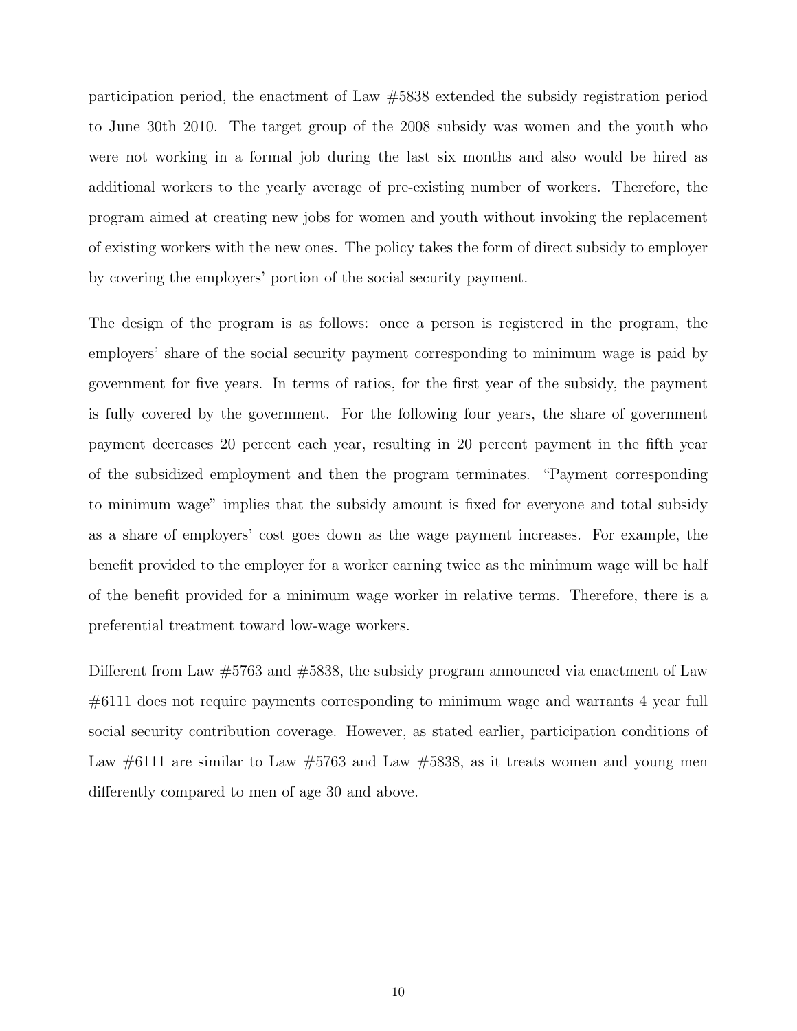participation period, the enactment of Law #5838 extended the subsidy registration period to June 30th 2010. The target group of the 2008 subsidy was women and the youth who were not working in a formal job during the last six months and also would be hired as additional workers to the yearly average of pre-existing number of workers. Therefore, the program aimed at creating new jobs for women and youth without invoking the replacement of existing workers with the new ones. The policy takes the form of direct subsidy to employer by covering the employers' portion of the social security payment.

The design of the program is as follows: once a person is registered in the program, the employers' share of the social security payment corresponding to minimum wage is paid by government for five years. In terms of ratios, for the first year of the subsidy, the payment is fully covered by the government. For the following four years, the share of government payment decreases 20 percent each year, resulting in 20 percent payment in the fifth year of the subsidized employment and then the program terminates. "Payment corresponding to minimum wage" implies that the subsidy amount is fixed for everyone and total subsidy as a share of employers' cost goes down as the wage payment increases. For example, the benefit provided to the employer for a worker earning twice as the minimum wage will be half of the benefit provided for a minimum wage worker in relative terms. Therefore, there is a preferential treatment toward low-wage workers.

Different from Law #5763 and #5838, the subsidy program announced via enactment of Law #6111 does not require payments corresponding to minimum wage and warrants 4 year full social security contribution coverage. However, as stated earlier, participation conditions of Law #6111 are similar to Law #5763 and Law #5838, as it treats women and young men differently compared to men of age 30 and above.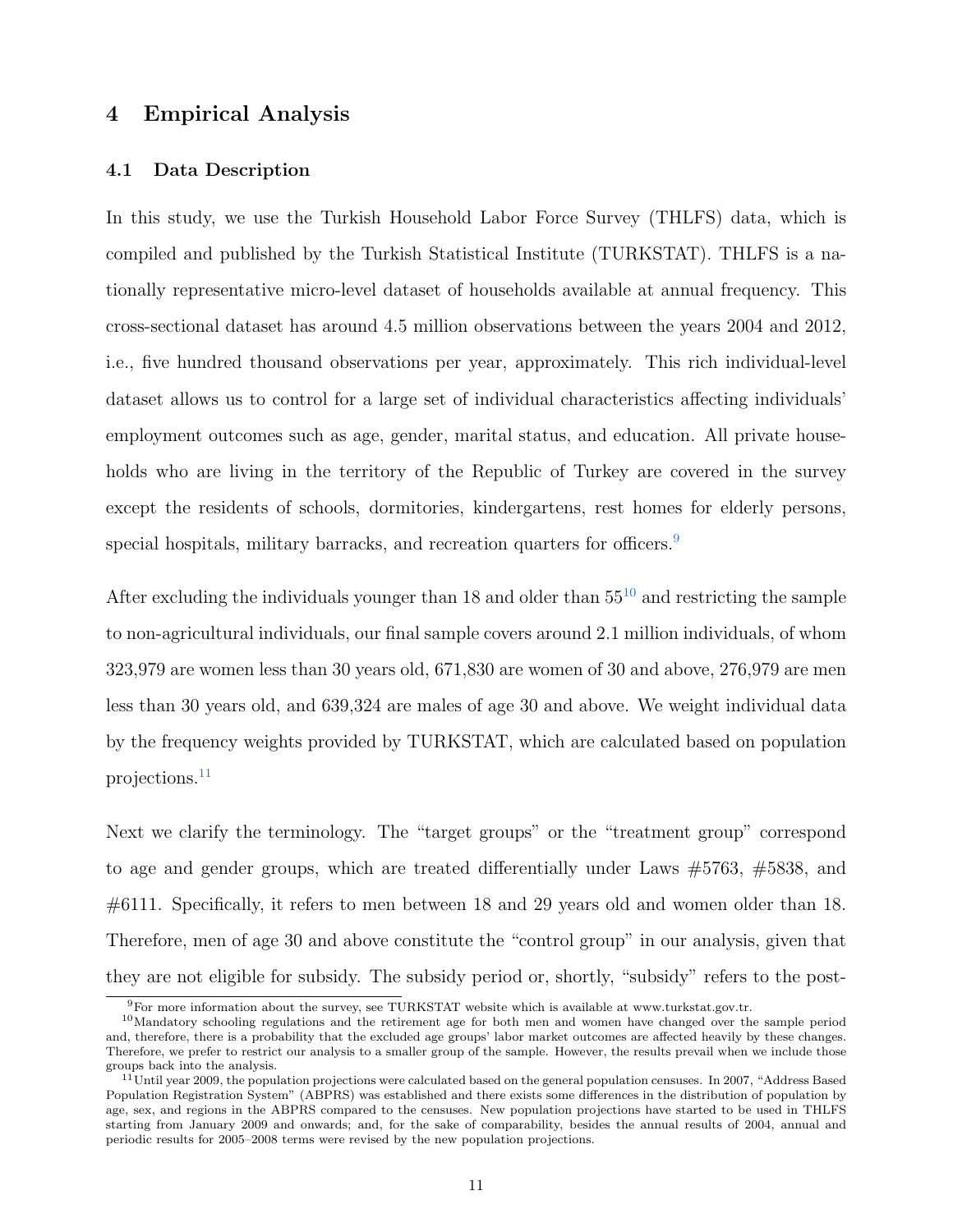# 4 Empirical Analysis

## 4.1 Data Description

In this study, we use the Turkish Household Labor Force Survey (THLFS) data, which is compiled and published by the Turkish Statistical Institute (TURKSTAT). THLFS is a nationally representative micro-level dataset of households available at annual frequency. This cross-sectional dataset has around 4.5 million observations between the years 2004 and 2012, i.e., five hundred thousand observations per year, approximately. This rich individual-level dataset allows us to control for a large set of individual characteristics affecting individuals' employment outcomes such as age, gender, marital status, and education. All private households who are living in the territory of the Republic of Turkey are covered in the survey except the residents of schools, dormitories, kindergartens, rest homes for elderly persons, special hospitals, military barracks, and recreation quarters for officers.[9]

After excluding the individuals younger than 18 and older than 55[10] and restricting the sample to non-agricultural individuals, our final sample covers around 2.1 million individuals, of whom 323,979 are women less than 30 years old, 671,830 are women of 30 and above, 276,979 are men less than 30 years old, and 639,324 are males of age 30 and above. We weight individual data by the frequency weights provided by TURKSTAT, which are calculated based on population projections.[11]

Next we clarify the terminology. The "target groups" or the "treatment group" correspond to age and gender groups, which are treated differentially under Laws #5763, #5838, and #6111. Specifically, it refers to men between 18 and 29 years old and women older than 18. Therefore, men of age 30 and above constitute the "control group" in our analysis, given that they are not eligible for subsidy. The subsidy period or, shortly, "subsidy" refers to the post-

[9] For more information about the survey, see TURKSTAT website which is available at www.turkstat.gov.tr.

[10] Mandatory schooling regulations and the retirement age for both men and women have changed over the sample period and, therefore, there is a probability that the excluded age groups' labor market outcomes are affected heavily by these changes. Therefore, we prefer to restrict our analysis to a smaller group of the sample. However, the results prevail when we include those groups back into the analysis.

[11] Until year 2009, the population projections were calculated based on the general population censuses. In 2007, "Address Based Population Registration System" (ABPRS) was established and there exists some differences in the distribution of population by age, sex, and regions in the ABPRS compared to the censuses. New population projections have started to be used in THLFS starting from January 2009 and onwards; and, for the sake of comparability, besides the annual results of 2004, annual and periodic results for 2005–2008 terms were revised by the new population projections.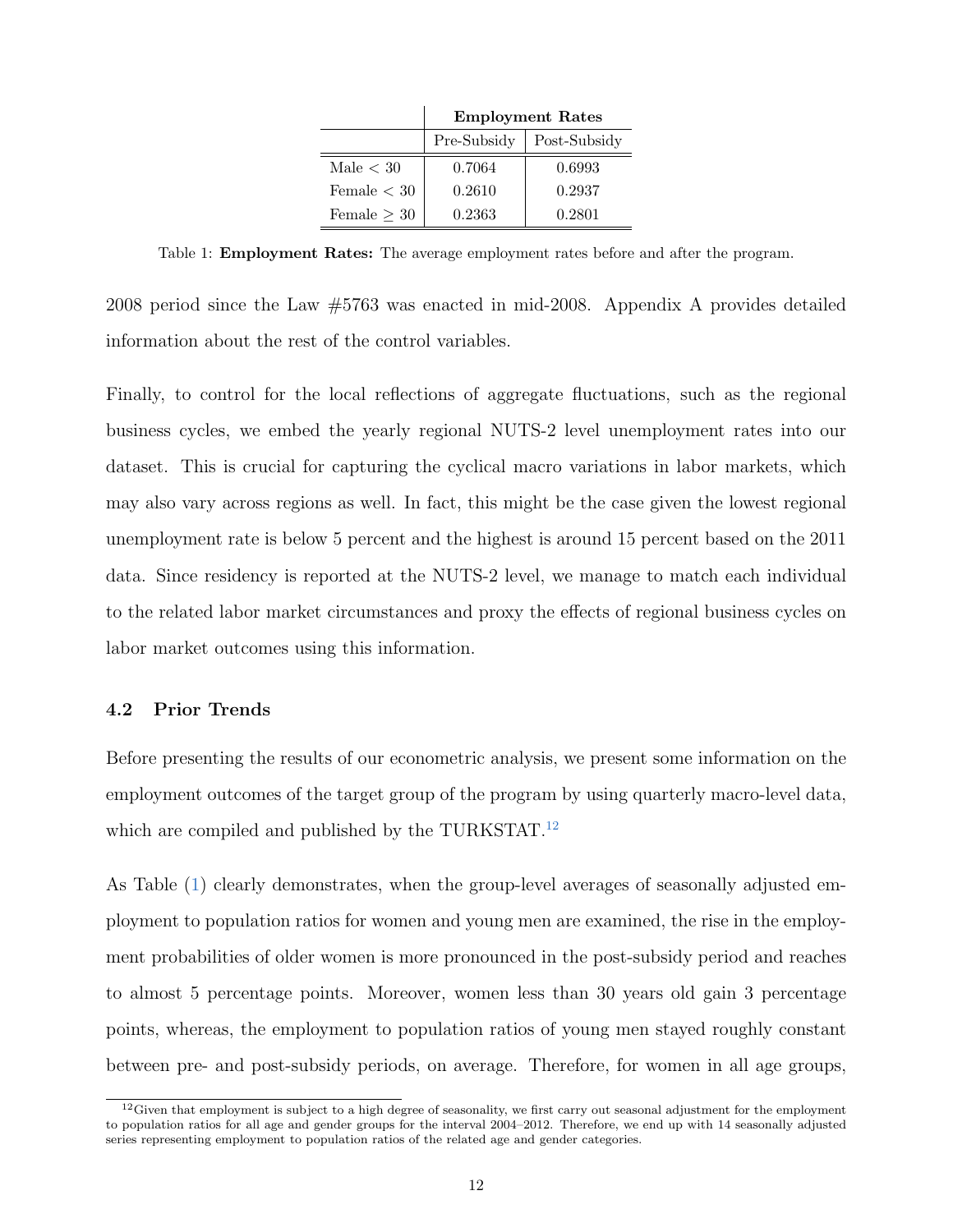| | Employment Rates | |
|---|---|---|
| | Pre-Subsidy | Post-Subsidy |
| Male $< 30$ | 0.7064 | 0.6993 |
| Female $< 30$ | 0.2610 | 0.2937 |
| Female $\geq 30$ | 0.2363 | 0.2801 |

Table 1: **Employment Rates:** The average employment rates before and after the program.

2008 period since the Law #5763 was enacted in mid-2008. Appendix A provides detailed information about the rest of the control variables.

Finally, to control for the local reflections of aggregate fluctuations, such as the regional business cycles, we embed the yearly regional NUTS-2 level unemployment rates into our dataset. This is crucial for capturing the cyclical macro variations in labor markets, which may also vary across regions as well. In fact, this might be the case given the lowest regional unemployment rate is below 5 percent and the highest is around 15 percent based on the 2011 data. Since residency is reported at the NUTS-2 level, we manage to match each individual to the related labor market circumstances and proxy the effects of regional business cycles on labor market outcomes using this information.

### 4.2 Prior Trends

Before presenting the results of our econometric analysis, we present some information on the employment outcomes of the target group of the program by using quarterly macro-level data, which are compiled and published by the TURKSTAT.[12]

As Table (1) clearly demonstrates, when the group-level averages of seasonally adjusted employment to population ratios for women and young men are examined, the rise in the employment probabilities of older women is more pronounced in the post-subsidy period and reaches to almost 5 percentage points. Moreover, women less than 30 years old gain 3 percentage points, whereas, the employment to population ratios of young men stayed roughly constant between pre- and post-subsidy periods, on average. Therefore, for women in all age groups,

[12] Given that employment is subject to a high degree of seasonality, we first carry out seasonal adjustment for the employment to population ratios for all age and gender groups for the interval 2004–2012. Therefore, we end up with 14 seasonally adjusted series representing employment to population ratios of the related age and gender categories.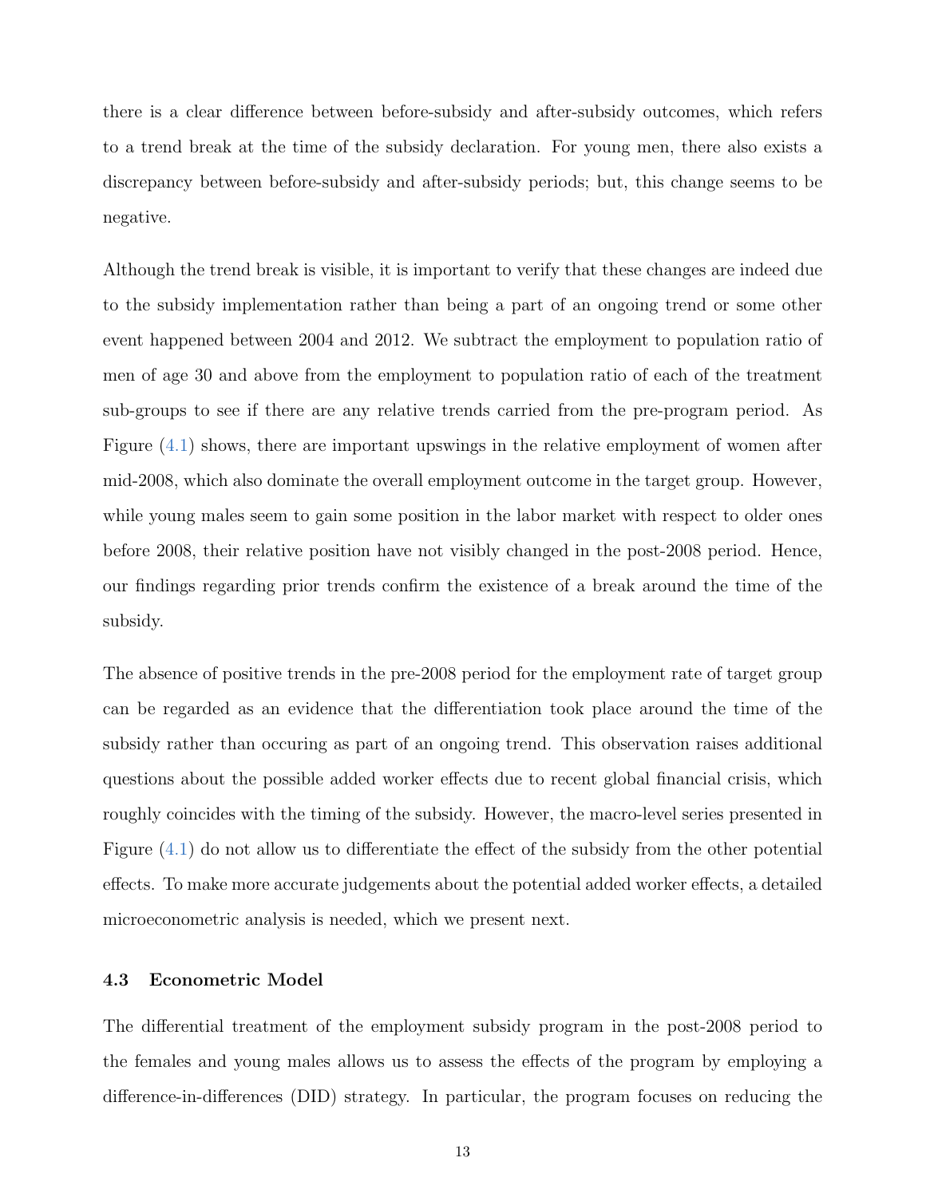there is a clear difference between before-subsidy and after-subsidy outcomes, which refers to a trend break at the time of the subsidy declaration. For young men, there also exists a discrepancy between before-subsidy and after-subsidy periods; but, this change seems to be negative.

Although the trend break is visible, it is important to verify that these changes are indeed due to the subsidy implementation rather than being a part of an ongoing trend or some other event happened between 2004 and 2012. We subtract the employment to population ratio of men of age 30 and above from the employment to population ratio of each of the treatment sub-groups to see if there are any relative trends carried from the pre-program period. As Figure (4.1) shows, there are important upswings in the relative employment of women after mid-2008, which also dominate the overall employment outcome in the target group. However, while young males seem to gain some position in the labor market with respect to older ones before 2008, their relative position have not visibly changed in the post-2008 period. Hence, our findings regarding prior trends confirm the existence of a break around the time of the subsidy.

The absence of positive trends in the pre-2008 period for the employment rate of target group can be regarded as an evidence that the differentiation took place around the time of the subsidy rather than occuring as part of an ongoing trend. This observation raises additional questions about the possible added worker effects due to recent global financial crisis, which roughly coincides with the timing of the subsidy. However, the macro-level series presented in Figure (4.1) do not allow us to differentiate the effect of the subsidy from the other potential effects. To make more accurate judgements about the potential added worker effects, a detailed microeconometric analysis is needed, which we present next.

### 4.3 Econometric Model

The differential treatment of the employment subsidy program in the post-2008 period to the females and young males allows us to assess the effects of the program by employing a difference-in-differences (DID) strategy. In particular, the program focuses on reducing the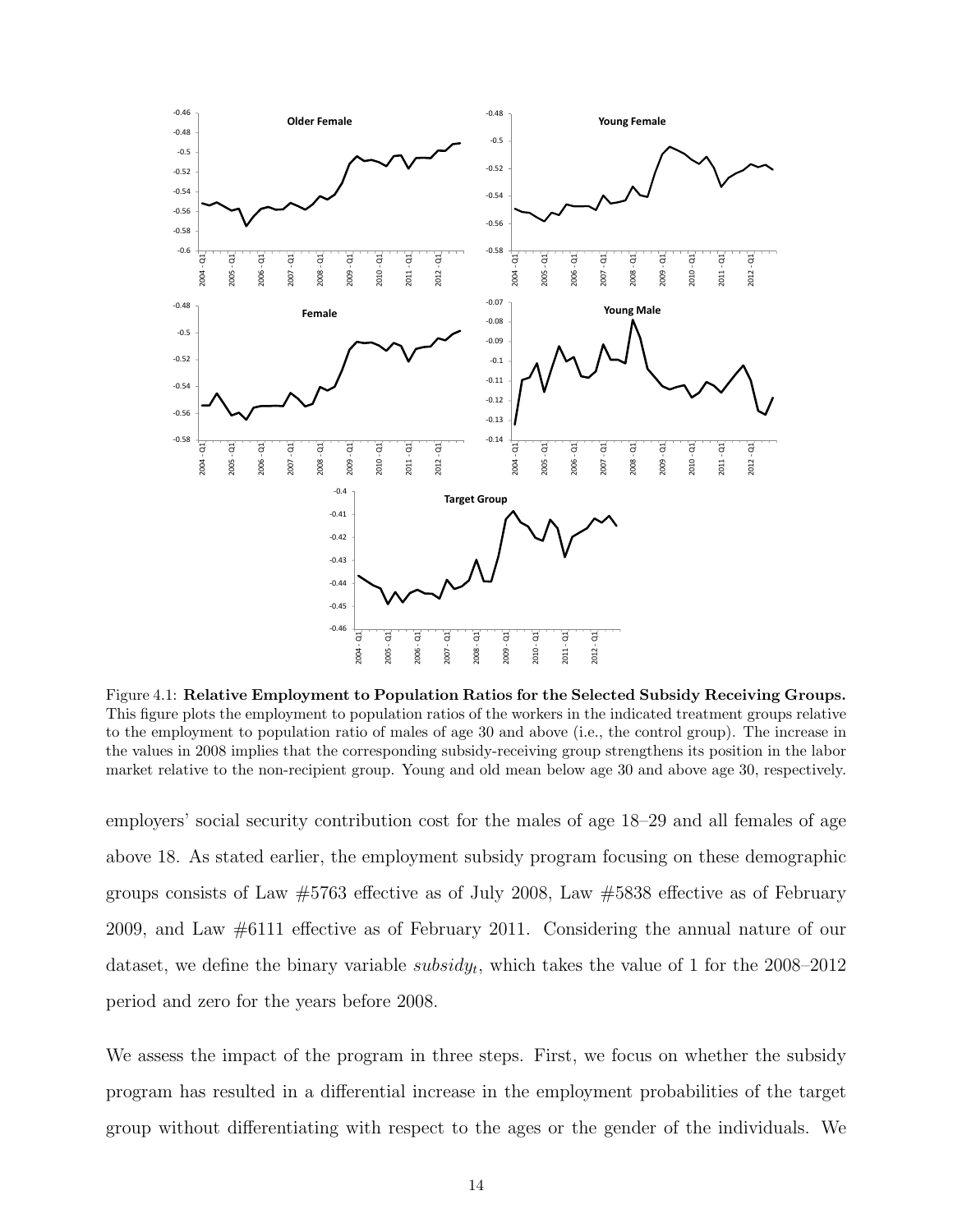Figure 4.1: **Relative Employment to Population Ratios for the Selected Subsidy Receiving Groups.** This figure plots the employment to population ratios of the workers in the indicated treatment groups relative to the employment to population ratio of males of age 30 and above (i.e., the control group). The increase in the values in 2008 implies that the corresponding subsidy-receiving group strengthens its position in the labor market relative to the non-recipient group. Young and old mean below age 30 and above age 30, respectively.

employers' social security contribution cost for the males of age 18–29 and all females of age above 18. As stated earlier, the employment subsidy program focusing on these demographic groups consists of Law #5763 effective as of July 2008, Law #5838 effective as of February 2009, and Law #6111 effective as of February 2011. Considering the annual nature of our dataset, we define the binary variable $subsidy_t$, which takes the value of 1 for the 2008–2012 period and zero for the years before 2008.

We assess the impact of the program in three steps. First, we focus on whether the subsidy program has resulted in a differential increase in the employment probabilities of the target group without differentiating with respect to the ages or the gender of the individuals. We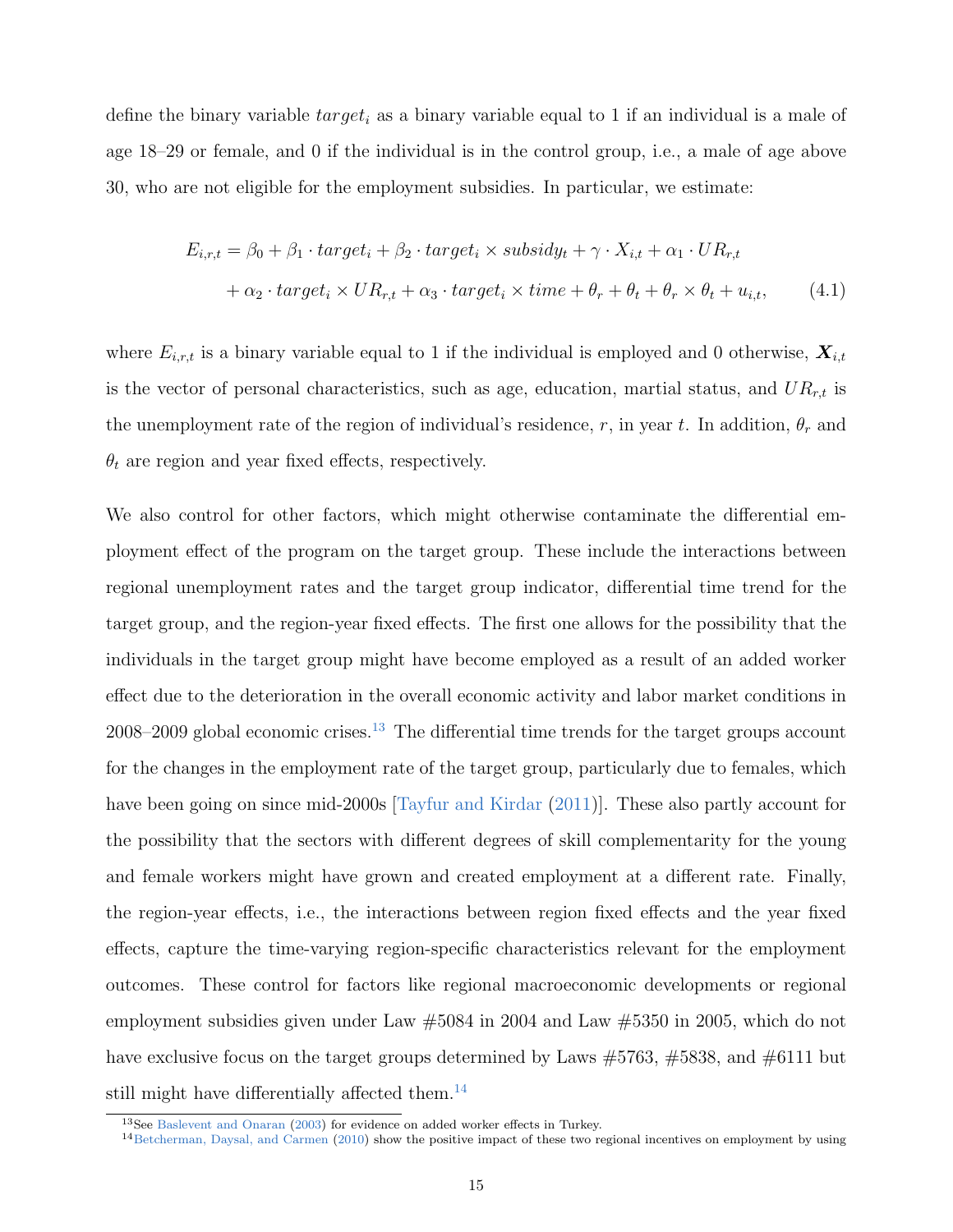define the binary variable $target_i$ as a binary variable equal to 1 if an individual is a male of age 18–29 or female, and 0 if the individual is in the control group, i.e., a male of age above 30, who are not eligible for the employment subsidies. In particular, we estimate:

$$
\begin{aligned}
E_{i,r,t} = \beta_0 + \beta_1 \cdot target_i + \beta_2 \cdot target_i \times subsidy_t + \gamma \cdot X_{i,t} + \alpha_1 \cdot UR_{r,t} \\
+ \alpha_2 \cdot target_i \times UR_{r,t} + \alpha_3 \cdot target_i \times time + \theta_r + \theta_t + \theta_r \times \theta_t + u_{i,t},
\end{aligned}
\tag{4.1}
$$

where $E_{i,r,t}$ is a binary variable equal to 1 if the individual is employed and 0 otherwise, $\boldsymbol{X}_{i,t}$ is the vector of personal characteristics, such as age, education, martial status, and $UR_{r,t}$ is the unemployment rate of the region of individual's residence, $r$, in year $t$. In addition, $\theta_r$ and $\theta_t$ are region and year fixed effects, respectively.

We also control for other factors, which might otherwise contaminate the differential employment effect of the program on the target group. These include the interactions between regional unemployment rates and the target group indicator, differential time trend for the target group, and the region-year fixed effects. The first one allows for the possibility that the individuals in the target group might have become employed as a result of an added worker effect due to the deterioration in the overall economic activity and labor market conditions in 2008–2009 global economic crises.[13] The differential time trends for the target groups account for the changes in the employment rate of the target group, particularly due to females, which have been going on since mid-2000s [Tayfur and Kirdar (2011)]. These also partly account for the possibility that the sectors with different degrees of skill complementarity for the young and female workers might have grown and created employment at a different rate. Finally, the region-year effects, i.e., the interactions between region fixed effects and the year fixed effects, capture the time-varying region-specific characteristics relevant for the employment outcomes. These control for factors like regional macroeconomic developments or regional employment subsidies given under Law #5084 in 2004 and Law #5350 in 2005, which do not have exclusive focus on the target groups determined by Laws #5763, #5838, and #6111 but still might have differentially affected them.[14]

[13] See Baslevent and Onaran (2003) for evidence on added worker effects in Turkey.

[14] Betcherman, Daysal, and Carmen (2010) show the positive impact of these two regional incentives on employment by using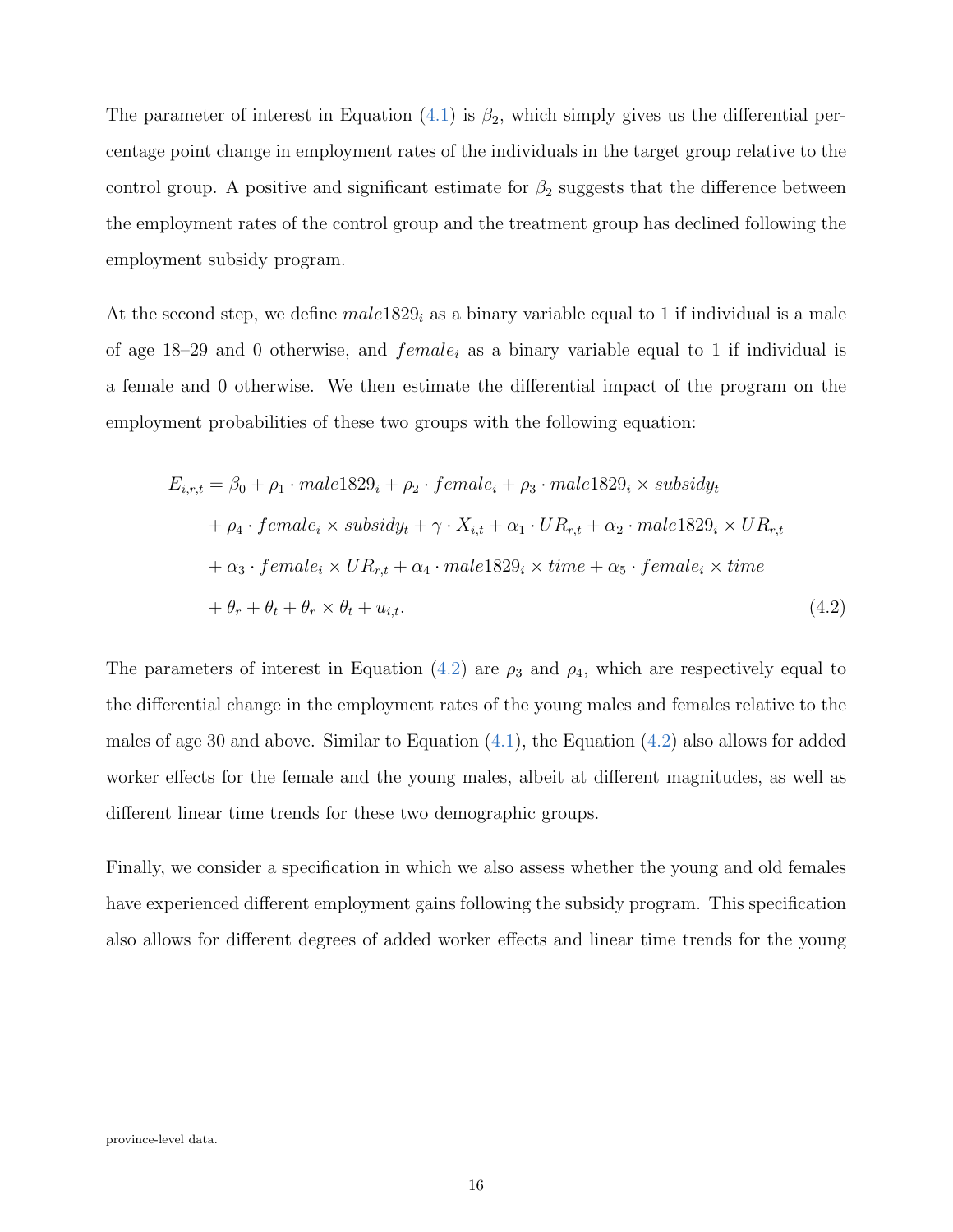The parameter of interest in Equation (4.1) is $\beta_2$, which simply gives us the differential percentage point change in employment rates of the individuals in the target group relative to the control group. A positive and significant estimate for $\beta_2$ suggests that the difference between the employment rates of the control group and the treatment group has declined following the employment subsidy program.

At the second step, we define $male1829_i$ as a binary variable equal to 1 if individual is a male of age 18–29 and 0 otherwise, and $female_i$ as a binary variable equal to 1 if individual is a female and 0 otherwise. We then estimate the differential impact of the program on the employment probabilities of these two groups with the following equation:

$$
\begin{aligned}
E_{i,r,t} = \beta_0 &+ \rho_1 \cdot male1829_i + \rho_2 \cdot female_i + \rho_3 \cdot male1829_i \times subsidy_t \\
&+ \rho_4 \cdot female_i \times subsidy_t + \gamma \cdot X_{i,t} + \alpha_1 \cdot UR_{r,t} + \alpha_2 \cdot male1829_i \times UR_{r,t} \\
&+ \alpha_3 \cdot female_i \times UR_{r,t} + \alpha_4 \cdot male1829_i \times time + \alpha_5 \cdot female_i \times time \\
&+ \theta_r + \theta_t + \theta_r \times \theta_t + u_{i,t}.
\end{aligned}
\tag{4.2}
$$

The parameters of interest in Equation (4.2) are $\rho_3$ and $\rho_4$, which are respectively equal to the differential change in the employment rates of the young males and females relative to the males of age 30 and above. Similar to Equation (4.1), the Equation (4.2) also allows for added worker effects for the female and the young males, albeit at different magnitudes, as well as different linear time trends for these two demographic groups.

Finally, we consider a specification in which we also assess whether the young and old females have experienced different employment gains following the subsidy program. This specification also allows for different degrees of added worker effects and linear time trends for the young

province-level data.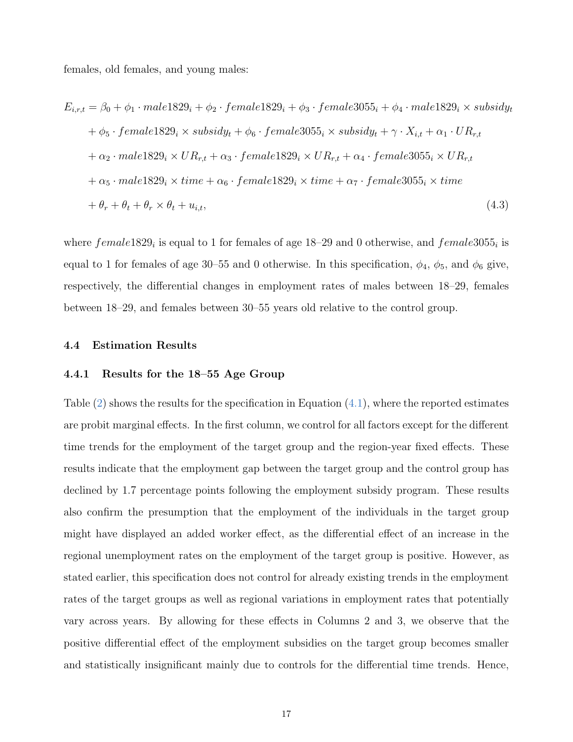females, old females, and young males:

$$
\begin{aligned}
E_{i,r,t} = \beta_0 &+ \phi_1 \cdot male1829_i + \phi_2 \cdot female1829_i + \phi_3 \cdot female3055_i + \phi_4 \cdot male1829_i \times subsidy_t \\
&+ \phi_5 \cdot female1829_i \times subsidy_t + \phi_6 \cdot female3055_i \times subsidy_t + \gamma \cdot X_{i,t} + \alpha_1 \cdot UR_{r,t} \\
&+ \alpha_2 \cdot male1829_i \times UR_{r,t} + \alpha_3 \cdot female1829_i \times UR_{r,t} + \alpha_4 \cdot female3055_i \times UR_{r,t} \\
&+ \alpha_5 \cdot male1829_i \times time + \alpha_6 \cdot female1829_i \times time + \alpha_7 \cdot female3055_i \times time \\
&+ \theta_r + \theta_t + \theta_r \times \theta_t + u_{i,t},
\end{aligned} \tag{4.3}
$$

where $female1829_i$ is equal to 1 for females of age 18–29 and 0 otherwise, and $female3055_i$ is equal to 1 for females of age 30–55 and 0 otherwise. In this specification, $\phi_4$, $\phi_5$, and $\phi_6$ give, respectively, the differential changes in employment rates of males between 18–29, females between 18–29, and females between 30–55 years old relative to the control group.

### 4.4 Estimation Results

#### 4.4.1 Results for the 18–55 Age Group

Table (2) shows the results for the specification in Equation (4.1), where the reported estimates are probit marginal effects. In the first column, we control for all factors except for the different time trends for the employment of the target group and the region-year fixed effects. These results indicate that the employment gap between the target group and the control group has declined by 1.7 percentage points following the employment subsidy program. These results also confirm the presumption that the employment of the individuals in the target group might have displayed an added worker effect, as the differential effect of an increase in the regional unemployment rates on the employment of the target group is positive. However, as stated earlier, this specification does not control for already existing trends in the employment rates of the target groups as well as regional variations in employment rates that potentially vary across years. By allowing for these effects in Columns 2 and 3, we observe that the positive differential effect of the employment subsidies on the target group becomes smaller and statistically insignificant mainly due to controls for the differential time trends. Hence,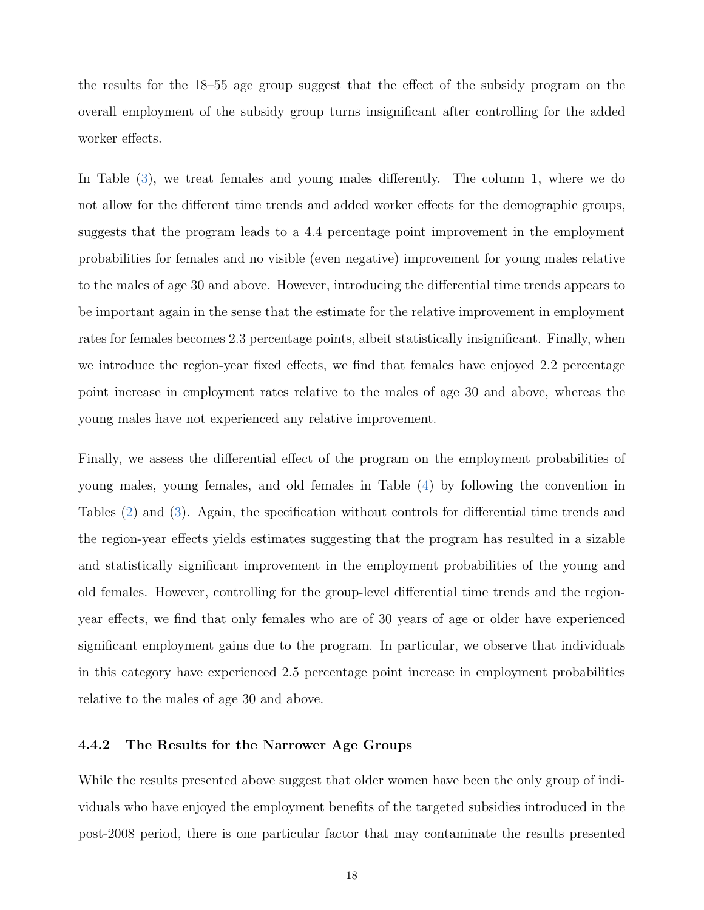the results for the 18–55 age group suggest that the effect of the subsidy program on the overall employment of the subsidy group turns insignificant after controlling for the added worker effects.

In Table (3), we treat females and young males differently. The column 1, where we do not allow for the different time trends and added worker effects for the demographic groups, suggests that the program leads to a 4.4 percentage point improvement in the employment probabilities for females and no visible (even negative) improvement for young males relative to the males of age 30 and above. However, introducing the differential time trends appears to be important again in the sense that the estimate for the relative improvement in employment rates for females becomes 2.3 percentage points, albeit statistically insignificant. Finally, when we introduce the region-year fixed effects, we find that females have enjoyed 2.2 percentage point increase in employment rates relative to the males of age 30 and above, whereas the young males have not experienced any relative improvement.

Finally, we assess the differential effect of the program on the employment probabilities of young males, young females, and old females in Table (4) by following the convention in Tables (2) and (3). Again, the specification without controls for differential time trends and the region-year effects yields estimates suggesting that the program has resulted in a sizable and statistically significant improvement in the employment probabilities of the young and old females. However, controlling for the group-level differential time trends and the region-year effects, we find that only females who are of 30 years of age or older have experienced significant employment gains due to the program. In particular, we observe that individuals in this category have experienced 2.5 percentage point increase in employment probabilities relative to the males of age 30 and above.

### 4.4.2 The Results for the Narrower Age Groups

While the results presented above suggest that older women have been the only group of individuals who have enjoyed the employment benefits of the targeted subsidies introduced in the post-2008 period, there is one particular factor that may contaminate the results presented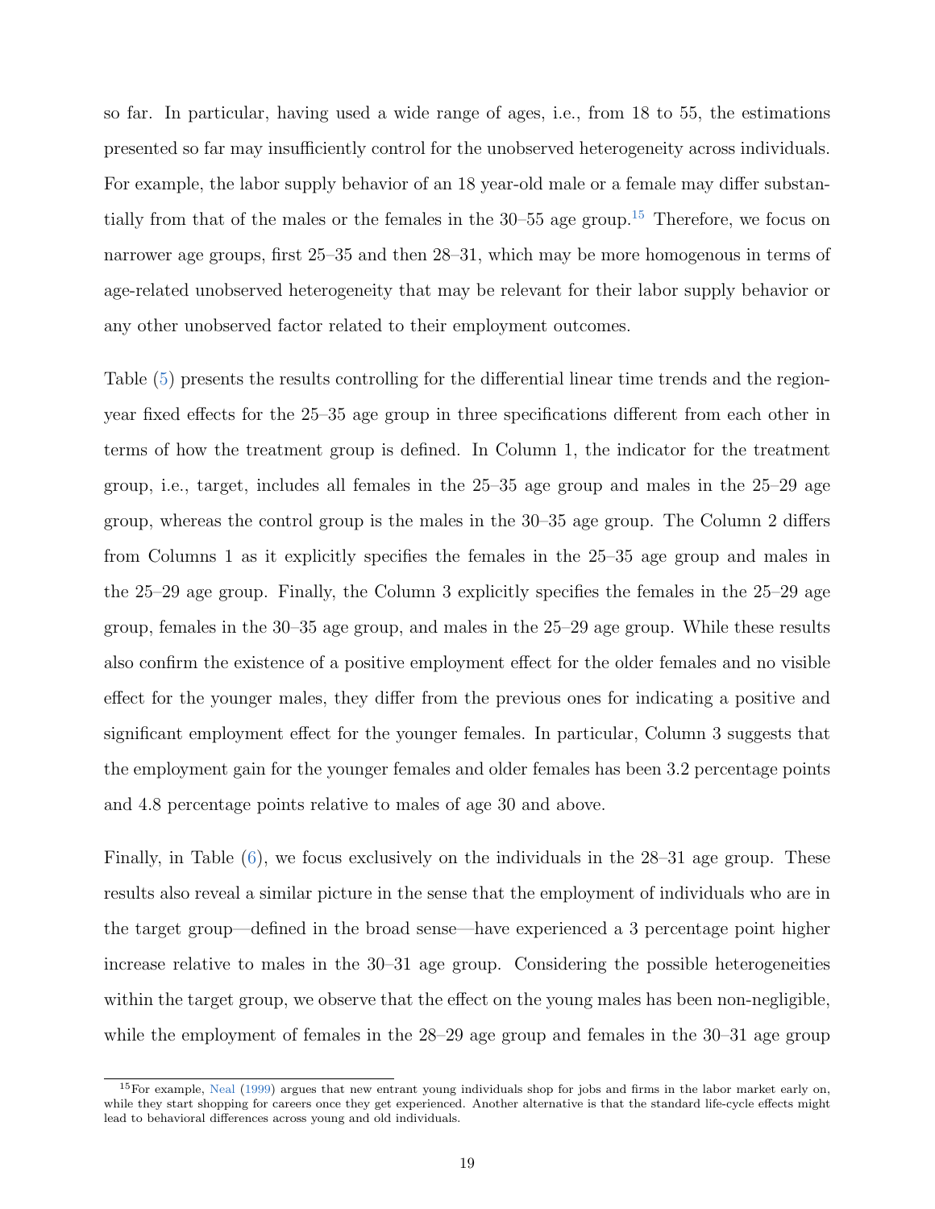so far. In particular, having used a wide range of ages, i.e., from 18 to 55, the estimations presented so far may insufficiently control for the unobserved heterogeneity across individuals. For example, the labor supply behavior of an 18 year-old male or a female may differ substantially from that of the males or the females in the 30–55 age group.[15] Therefore, we focus on narrower age groups, first 25–35 and then 28–31, which may be more homogenous in terms of age-related unobserved heterogeneity that may be relevant for their labor supply behavior or any other unobserved factor related to their employment outcomes.

Table (5) presents the results controlling for the differential linear time trends and the region-year fixed effects for the 25–35 age group in three specifications different from each other in terms of how the treatment group is defined. In Column 1, the indicator for the treatment group, i.e., target, includes all females in the 25–35 age group and males in the 25–29 age group, whereas the control group is the males in the 30–35 age group. The Column 2 differs from Columns 1 as it explicitly specifies the females in the 25–35 age group and males in the 25–29 age group. Finally, the Column 3 explicitly specifies the females in the 25–29 age group, females in the 30–35 age group, and males in the 25–29 age group. While these results also confirm the existence of a positive employment effect for the older females and no visible effect for the younger males, they differ from the previous ones for indicating a positive and significant employment effect for the younger females. In particular, Column 3 suggests that the employment gain for the younger females and older females has been 3.2 percentage points and 4.8 percentage points relative to males of age 30 and above.

Finally, in Table (6), we focus exclusively on the individuals in the 28–31 age group. These results also reveal a similar picture in the sense that the employment of individuals who are in the target group—defined in the broad sense—have experienced a 3 percentage point higher increase relative to males in the 30–31 age group. Considering the possible heterogeneities within the target group, we observe that the effect on the young males has been non-negligible, while the employment of females in the 28–29 age group and females in the 30–31 age group

[15] For example, Neal (1999) argues that new entrant young individuals shop for jobs and firms in the labor market early on, while they start shopping for careers once they get experienced. Another alternative is that the standard life-cycle effects might lead to behavioral differences across young and old individuals.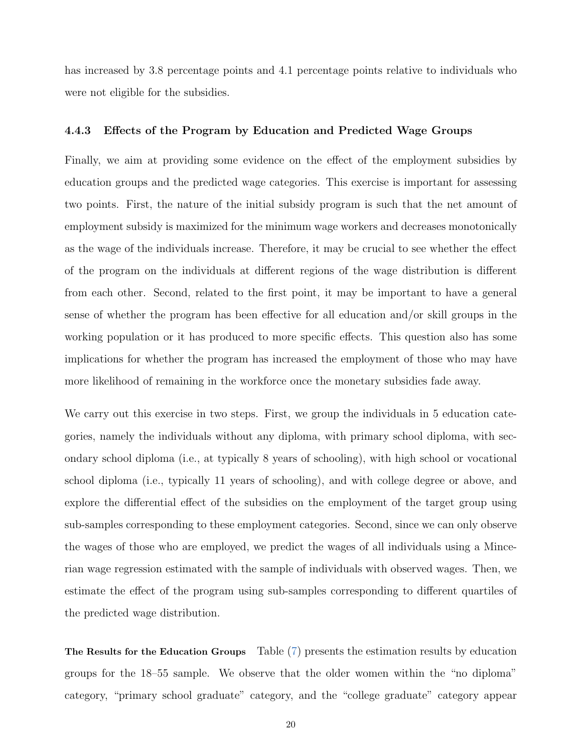has increased by 3.8 percentage points and 4.1 percentage points relative to individuals who were not eligible for the subsidies.

### 4.4.3 Effects of the Program by Education and Predicted Wage Groups

Finally, we aim at providing some evidence on the effect of the employment subsidies by education groups and the predicted wage categories. This exercise is important for assessing two points. First, the nature of the initial subsidy program is such that the net amount of employment subsidy is maximized for the minimum wage workers and decreases monotonically as the wage of the individuals increase. Therefore, it may be crucial to see whether the effect of the program on the individuals at different regions of the wage distribution is different from each other. Second, related to the first point, it may be important to have a general sense of whether the program has been effective for all education and/or skill groups in the working population or it has produced to more specific effects. This question also has some implications for whether the program has increased the employment of those who may have more likelihood of remaining in the workforce once the monetary subsidies fade away.

We carry out this exercise in two steps. First, we group the individuals in 5 education categories, namely the individuals without any diploma, with primary school diploma, with secondary school diploma (i.e., at typically 8 years of schooling), with high school or vocational school diploma (i.e., typically 11 years of schooling), and with college degree or above, and explore the differential effect of the subsidies on the employment of the target group using sub-samples corresponding to these employment categories. Second, since we can only observe the wages of those who are employed, we predict the wages of all individuals using a Mincerian wage regression estimated with the sample of individuals with observed wages. Then, we estimate the effect of the program using sub-samples corresponding to different quartiles of the predicted wage distribution.

**The Results for the Education Groups** Table (7) presents the estimation results by education groups for the 18–55 sample. We observe that the older women within the "no diploma" category, "primary school graduate" category, and the "college graduate" category appear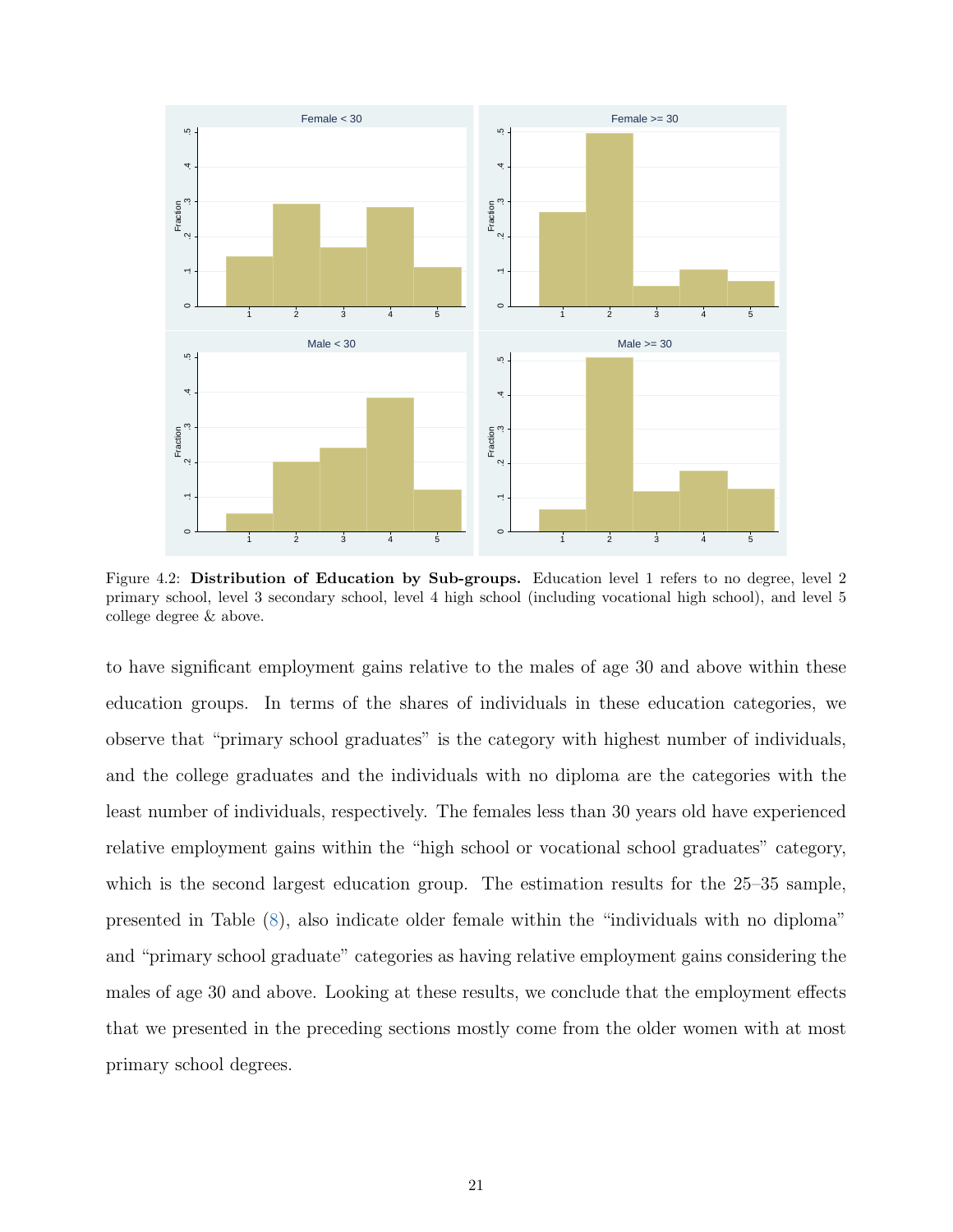Figure 4.2: **Distribution of Education by Sub-groups.** Education level 1 refers to no degree, level 2 primary school, level 3 secondary school, level 4 high school (including vocational high school), and level 5 college degree & above.

to have significant employment gains relative to the males of age 30 and above within these education groups. In terms of the shares of individuals in these education categories, we observe that "primary school graduates" is the category with highest number of individuals, and the college graduates and the individuals with no diploma are the categories with the least number of individuals, respectively. The females less than 30 years old have experienced relative employment gains within the "high school or vocational school graduates" category, which is the second largest education group. The estimation results for the 25–35 sample, presented in Table (8), also indicate older female within the "individuals with no diploma" and "primary school graduate" categories as having relative employment gains considering the males of age 30 and above. Looking at these results, we conclude that the employment effects that we presented in the preceding sections mostly come from the older women with at most primary school degrees.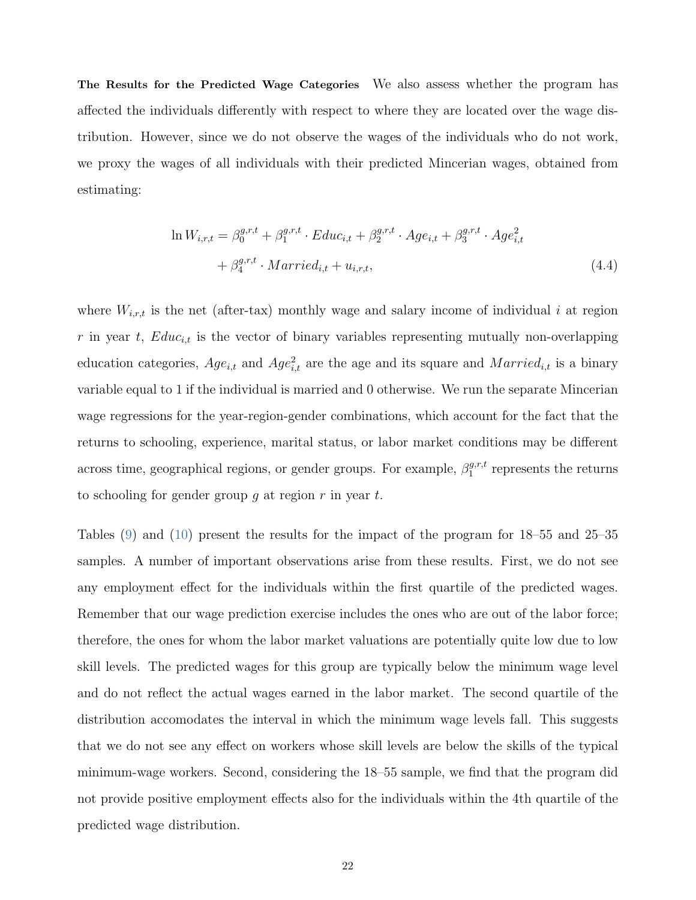**The Results for the Predicted Wage Categories** We also assess whether the program has affected the individuals differently with respect to where they are located over the wage distribution. However, since we do not observe the wages of the individuals who do not work, we proxy the wages of all individuals with their predicted Mincerian wages, obtained from estimating:

$$\ln W_{i,r,t} = \beta_0^{g,r,t} + \beta_1^{g,r,t} \cdot Educ_{i,t} + \beta_2^{g,r,t} \cdot Age_{i,t} + \beta_3^{g,r,t} \cdot Age_{i,t}^2 + \beta_4^{g,r,t} \cdot Married_{i,t} + u_{i,r,t}, \tag{4.4}$$

where $W_{i,r,t}$ is the net (after-tax) monthly wage and salary income of individual $i$ at region $r$ in year $t$, $Educ_{i,t}$ is the vector of binary variables representing mutually non-overlapping education categories, $Age_{i,t}$ and $Age_{i,t}^2$ are the age and its square and $Married_{i,t}$ is a binary variable equal to 1 if the individual is married and 0 otherwise. We run the separate Mincerian wage regressions for the year-region-gender combinations, which account for the fact that the returns to schooling, experience, marital status, or labor market conditions may be different across time, geographical regions, or gender groups. For example, $\beta_1^{g,r,t}$ represents the returns to schooling for gender group $g$ at region $r$ in year $t$.

Tables (9) and (10) present the results for the impact of the program for 18–55 and 25–35 samples. A number of important observations arise from these results. First, we do not see any employment effect for the individuals within the first quartile of the predicted wages. Remember that our wage prediction exercise includes the ones who are out of the labor force; therefore, the ones for whom the labor market valuations are potentially quite low due to low skill levels. The predicted wages for this group are typically below the minimum wage level and do not reflect the actual wages earned in the labor market. The second quartile of the distribution accomodates the interval in which the minimum wage levels fall. This suggests that we do not see any effect on workers whose skill levels are below the skills of the typical minimum-wage workers. Second, considering the 18–55 sample, we find that the program did not provide positive employment effects also for the individuals within the 4th quartile of the predicted wage distribution.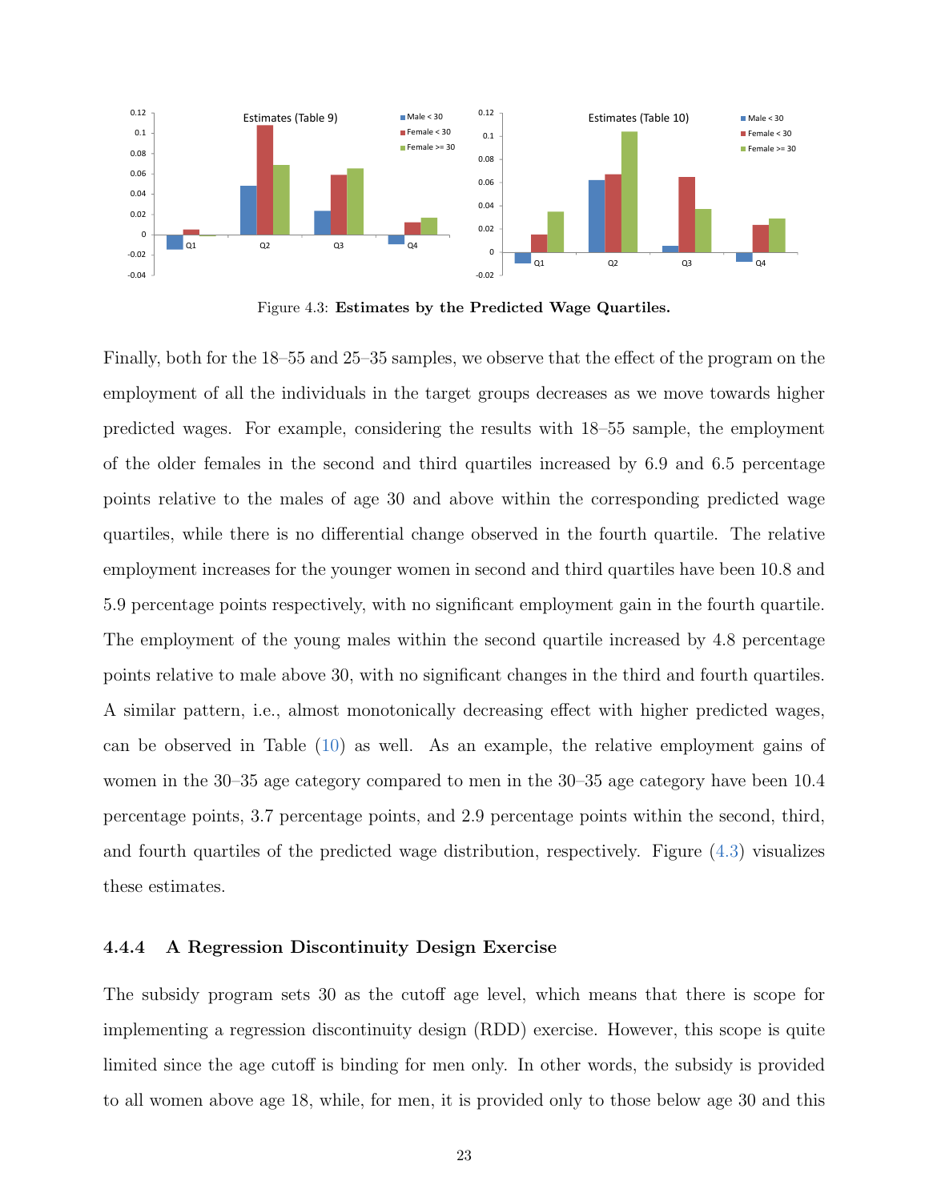Figure 4.3: **Estimates by the Predicted Wage Quartiles.**

Finally, both for the 18–55 and 25–35 samples, we observe that the effect of the program on the employment of all the individuals in the target groups decreases as we move towards higher predicted wages. For example, considering the results with 18–55 sample, the employment of the older females in the second and third quartiles increased by 6.9 and 6.5 percentage points relative to the males of age 30 and above within the corresponding predicted wage quartiles, while there is no differential change observed in the fourth quartile. The relative employment increases for the younger women in second and third quartiles have been 10.8 and 5.9 percentage points respectively, with no significant employment gain in the fourth quartile. The employment of the young males within the second quartile increased by 4.8 percentage points relative to male above 30, with no significant changes in the third and fourth quartiles. A similar pattern, i.e., almost monotonically decreasing effect with higher predicted wages, can be observed in Table (10) as well. As an example, the relative employment gains of women in the 30–35 age category compared to men in the 30–35 age category have been 10.4 percentage points, 3.7 percentage points, and 2.9 percentage points within the second, third, and fourth quartiles of the predicted wage distribution, respectively. Figure (4.3) visualizes these estimates.

### 4.4.4 A Regression Discontinuity Design Exercise

The subsidy program sets 30 as the cutoff age level, which means that there is scope for implementing a regression discontinuity design (RDD) exercise. However, this scope is quite limited since the age cutoff is binding for men only. In other words, the subsidy is provided to all women above age 18, while, for men, it is provided only to those below age 30 and this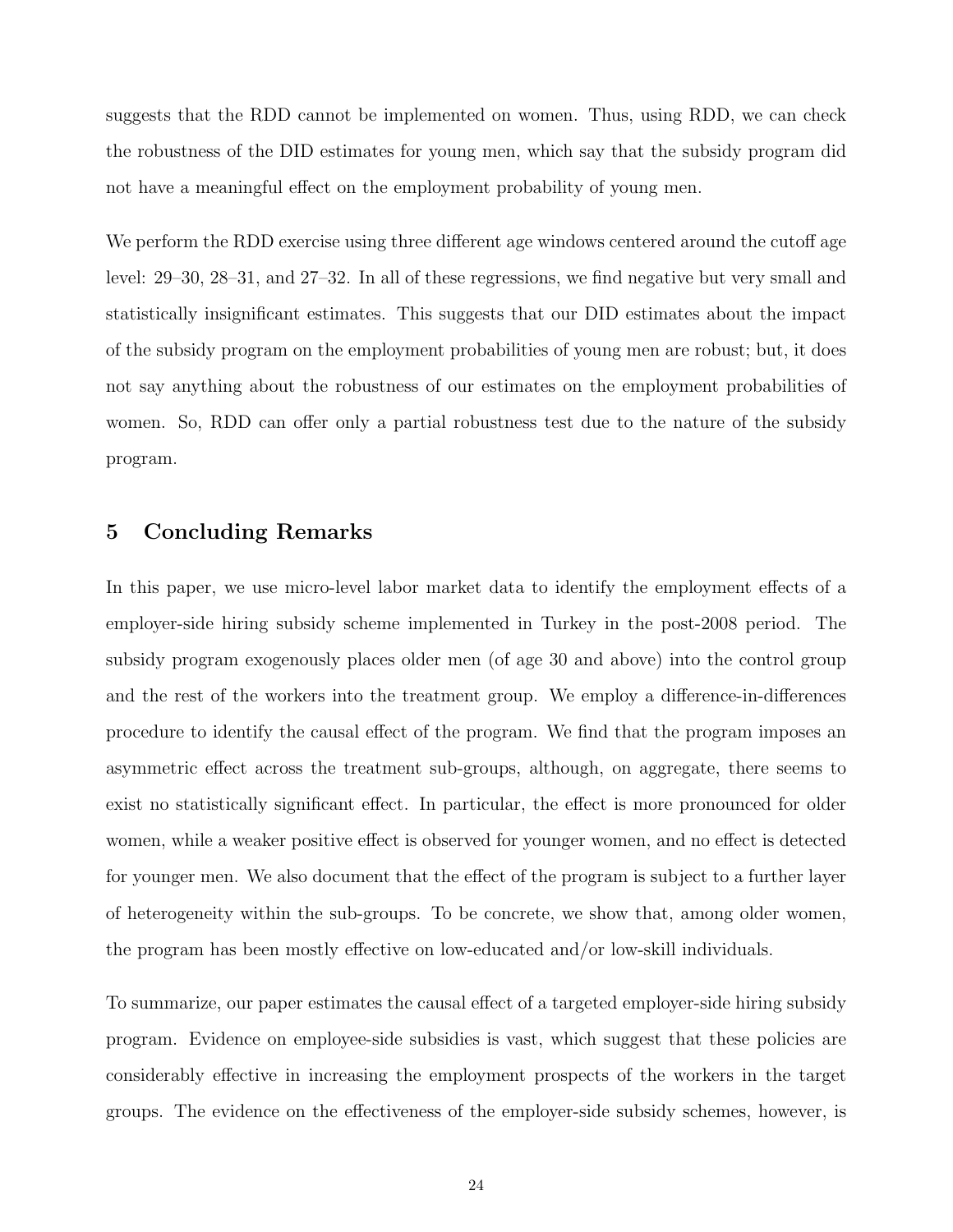suggests that the RDD cannot be implemented on women. Thus, using RDD, we can check the robustness of the DID estimates for young men, which say that the subsidy program did not have a meaningful effect on the employment probability of young men.

We perform the RDD exercise using three different age windows centered around the cutoff age level: 29–30, 28–31, and 27–32. In all of these regressions, we find negative but very small and statistically insignificant estimates. This suggests that our DID estimates about the impact of the subsidy program on the employment probabilities of young men are robust; but, it does not say anything about the robustness of our estimates on the employment probabilities of women. So, RDD can offer only a partial robustness test due to the nature of the subsidy program.

## 5 Concluding Remarks

In this paper, we use micro-level labor market data to identify the employment effects of a employer-side hiring subsidy scheme implemented in Turkey in the post-2008 period. The subsidy program exogenously places older men (of age 30 and above) into the control group and the rest of the workers into the treatment group. We employ a difference-in-differences procedure to identify the causal effect of the program. We find that the program imposes an asymmetric effect across the treatment sub-groups, although, on aggregate, there seems to exist no statistically significant effect. In particular, the effect is more pronounced for older women, while a weaker positive effect is observed for younger women, and no effect is detected for younger men. We also document that the effect of the program is subject to a further layer of heterogeneity within the sub-groups. To be concrete, we show that, among older women, the program has been mostly effective on low-educated and/or low-skill individuals.

To summarize, our paper estimates the causal effect of a targeted employer-side hiring subsidy program. Evidence on employee-side subsidies is vast, which suggest that these policies are considerably effective in increasing the employment prospects of the workers in the target groups. The evidence on the effectiveness of the employer-side subsidy schemes, however, is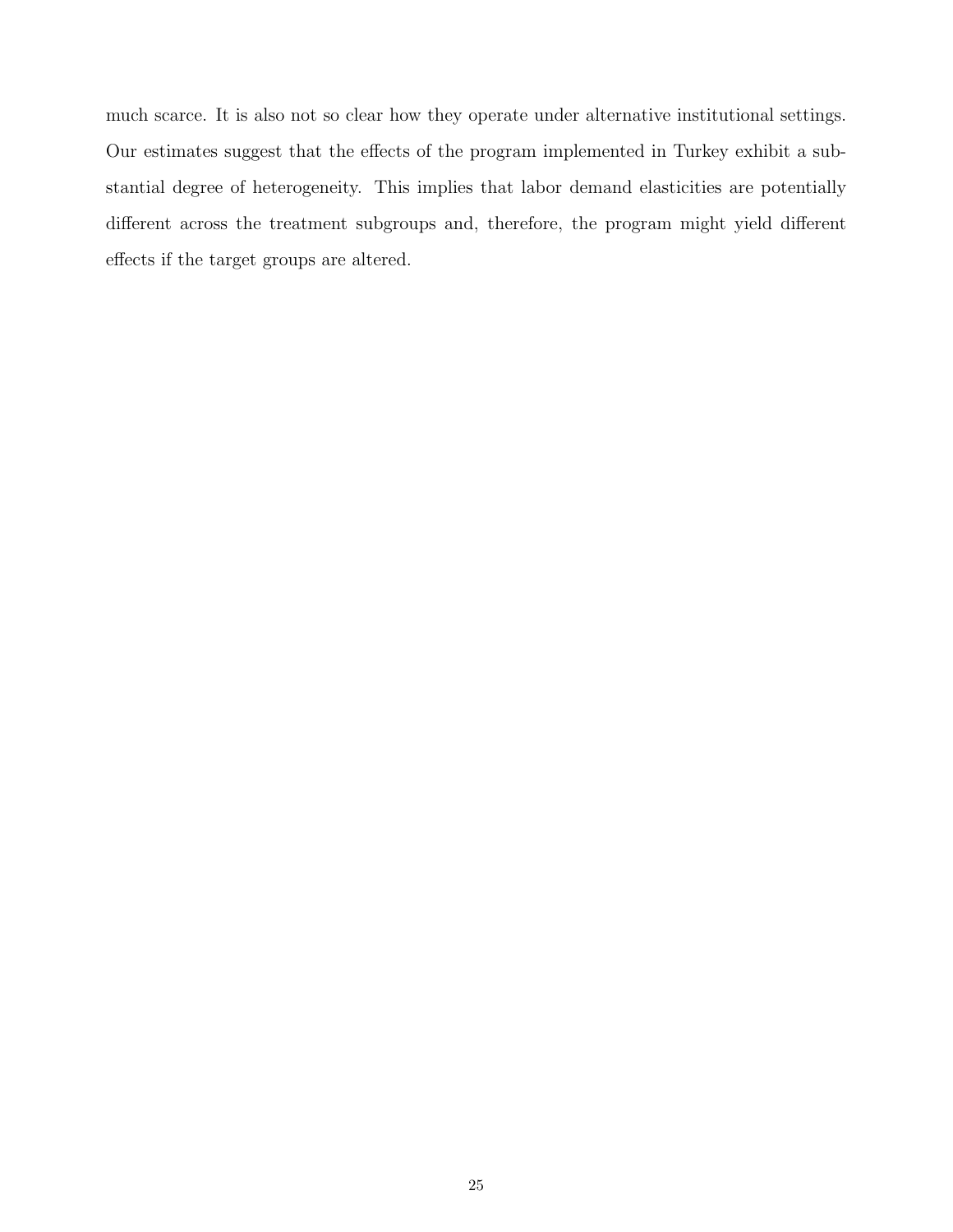much scarce. It is also not so clear how they operate under alternative institutional settings. Our estimates suggest that the effects of the program implemented in Turkey exhibit a substantial degree of heterogeneity. This implies that labor demand elasticities are potentially different across the treatment subgroups and, therefore, the program might yield different effects if the target groups are altered.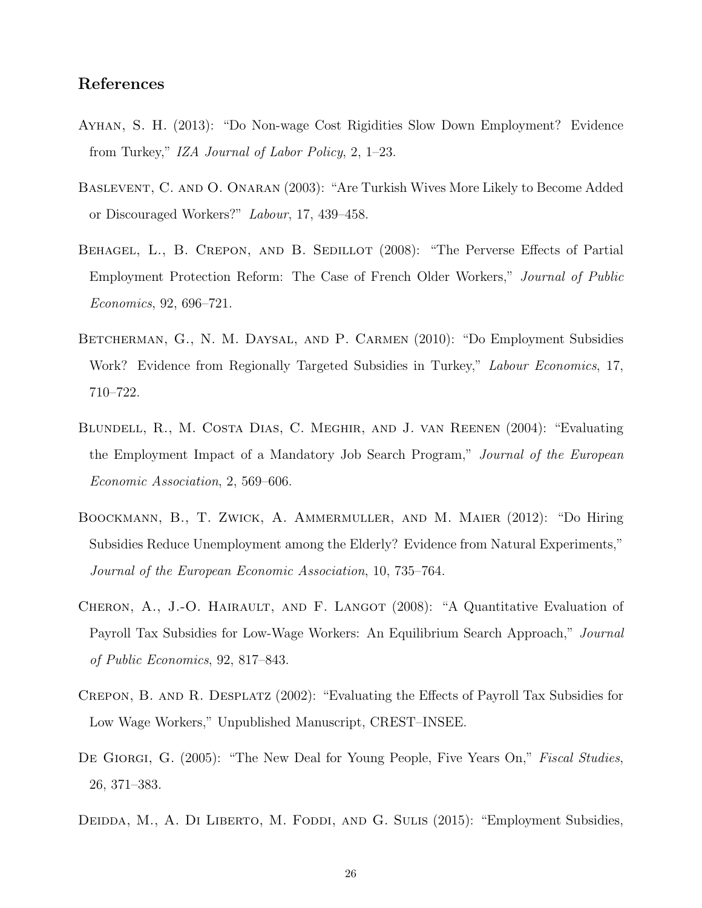## References

Ayhan, S. H. (2013): "Do Non-wage Cost Rigidities Slow Down Employment? Evidence from Turkey," *IZA Journal of Labor Policy*, 2, 1–23.

Baslevent, C. and O. Onaran (2003): "Are Turkish Wives More Likely to Become Added or Discouraged Workers?" *Labour*, 17, 439–458.

Behagel, L., B. Crepon, and B. Sedillot (2008): "The Perverse Effects of Partial Employment Protection Reform: The Case of French Older Workers," *Journal of Public Economics*, 92, 696–721.

Betcherman, G., N. M. Daysal, and P. Carmen (2010): "Do Employment Subsidies Work? Evidence from Regionally Targeted Subsidies in Turkey," *Labour Economics*, 17, 710–722.

Blundell, R., M. Costa Dias, C. Meghir, and J. van Reenen (2004): "Evaluating the Employment Impact of a Mandatory Job Search Program," *Journal of the European Economic Association*, 2, 569–606.

Boockmann, B., T. Zwick, A. Ammermuller, and M. Maier (2012): "Do Hiring Subsidies Reduce Unemployment among the Elderly? Evidence from Natural Experiments," *Journal of the European Economic Association*, 10, 735–764.

Cheron, A., J.-O. Hairault, and F. Langot (2008): "A Quantitative Evaluation of Payroll Tax Subsidies for Low-Wage Workers: An Equilibrium Search Approach," *Journal of Public Economics*, 92, 817–843.

Crepon, B. and R. Desplatz (2002): "Evaluating the Effects of Payroll Tax Subsidies for Low Wage Workers," Unpublished Manuscript, CREST–INSEE.

De Giorgi, G. (2005): "The New Deal for Young People, Five Years On," *Fiscal Studies*, 26, 371–383.

Deidda, M., A. Di Liberto, M. Foddi, and G. Sulis (2015): "Employment Subsidies,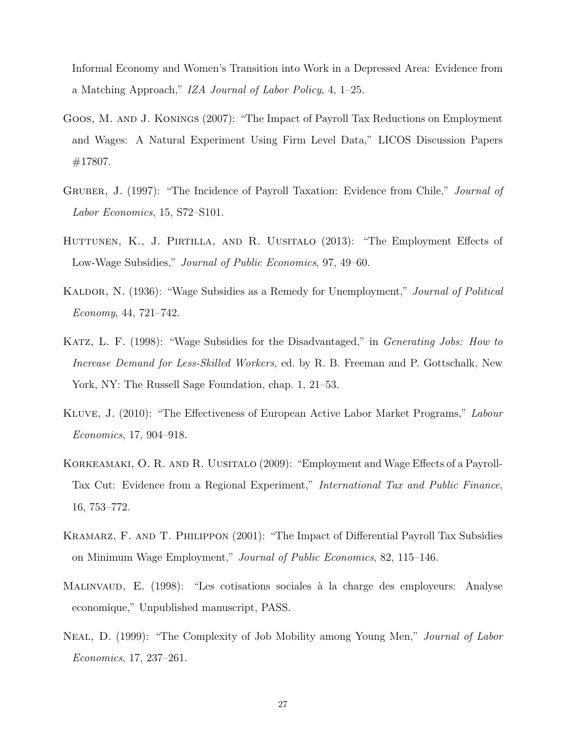Informal Economy and Women's Transition into Work in a Depressed Area: Evidence from a Matching Approach," *IZA Journal of Labor Policy*, 4, 1–25.

Goos, M. and J. Konings (2007): "The Impact of Payroll Tax Reductions on Employment and Wages: A Natural Experiment Using Firm Level Data," LICOS Discussion Papers #17807.

Gruber, J. (1997): "The Incidence of Payroll Taxation: Evidence from Chile," *Journal of Labor Economics*, 15, S72–S101.

Huttunen, K., J. Pirtilla, and R. Uusitalo (2013): "The Employment Effects of Low-Wage Subsidies," *Journal of Public Economics*, 97, 49–60.

Kaldor, N. (1936): "Wage Subsidies as a Remedy for Unemployment," *Journal of Political Economy*, 44, 721–742.

Katz, L. F. (1998): "Wage Subsidies for the Disadvantaged," in *Generating Jobs: How to Increase Demand for Less-Skilled Workers*, ed. by R. B. Freeman and P. Gottschalk, New York, NY: The Russell Sage Foundation, chap. 1, 21–53.

Kluve, J. (2010): "The Effectiveness of European Active Labor Market Programs," *Labour Economics*, 17, 904–918.

Korkeamaki, O. R. and R. Uusitalo (2009): "Employment and Wage Effects of a Payroll-Tax Cut: Evidence from a Regional Experiment," *International Tax and Public Finance*, 16, 753–772.

Kramarz, F. and T. Philippon (2001): "The Impact of Differential Payroll Tax Subsidies on Minimum Wage Employment," *Journal of Public Economics*, 82, 115–146.

Malinvaud, E. (1998): "Les cotisations sociales à la charge des employeurs: Analyse economique," Unpublished manuscript, PASS.

Neal, D. (1999): "The Complexity of Job Mobility among Young Men," *Journal of Labor Economics*, 17, 237–261.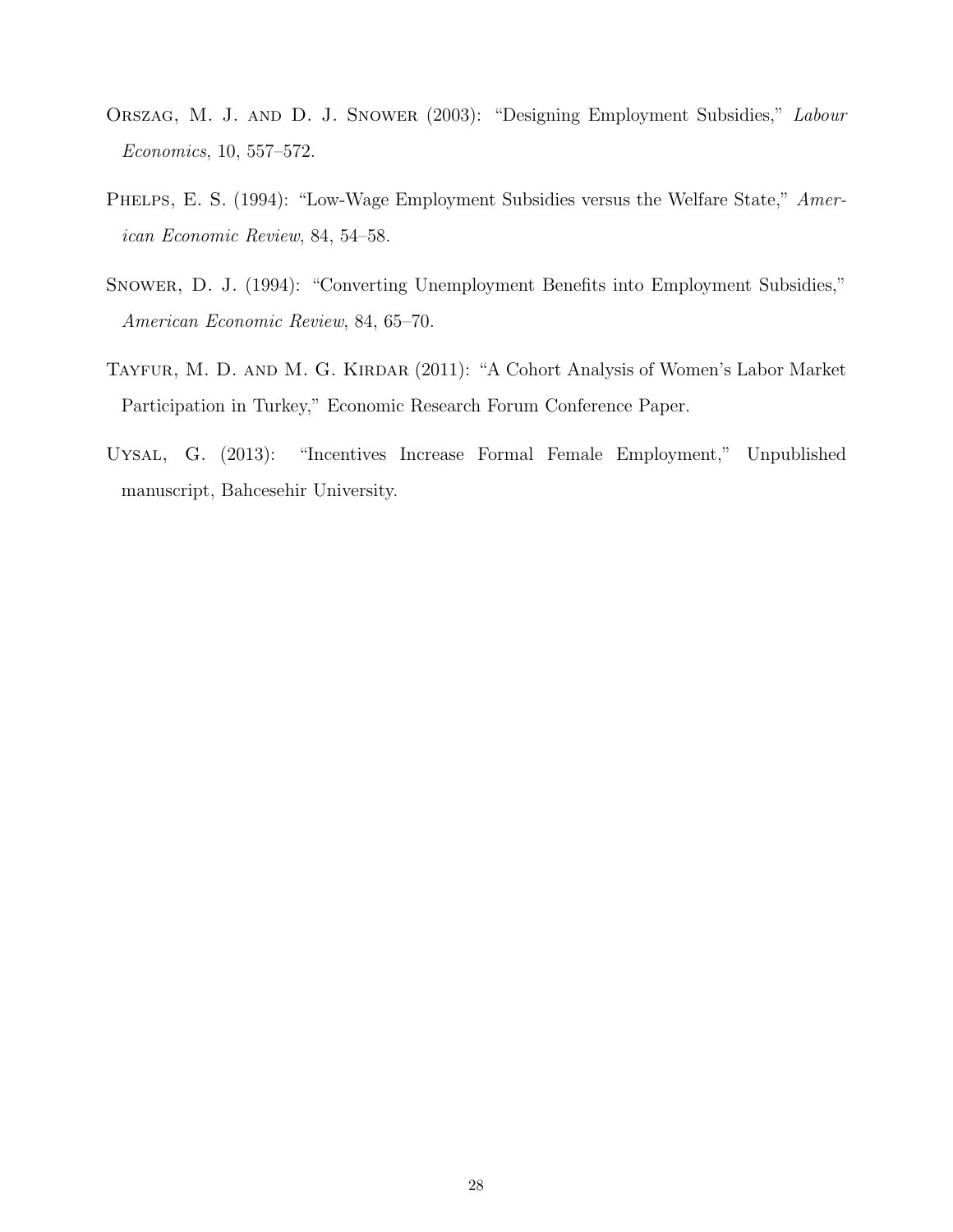Orszag, M. J. and D. J. Snower (2003): "Designing Employment Subsidies," *Labour Economics*, 10, 557–572.

Phelps, E. S. (1994): "Low-Wage Employment Subsidies versus the Welfare State," *American Economic Review*, 84, 54–58.

Snower, D. J. (1994): "Converting Unemployment Benefits into Employment Subsidies," *American Economic Review*, 84, 65–70.

Tayfur, M. D. and M. G. Kirdar (2011): "A Cohort Analysis of Women's Labor Market Participation in Turkey," Economic Research Forum Conference Paper.

Uysal, G. (2013): "Incentives Increase Formal Female Employment," Unpublished manuscript, Bahcesehir University.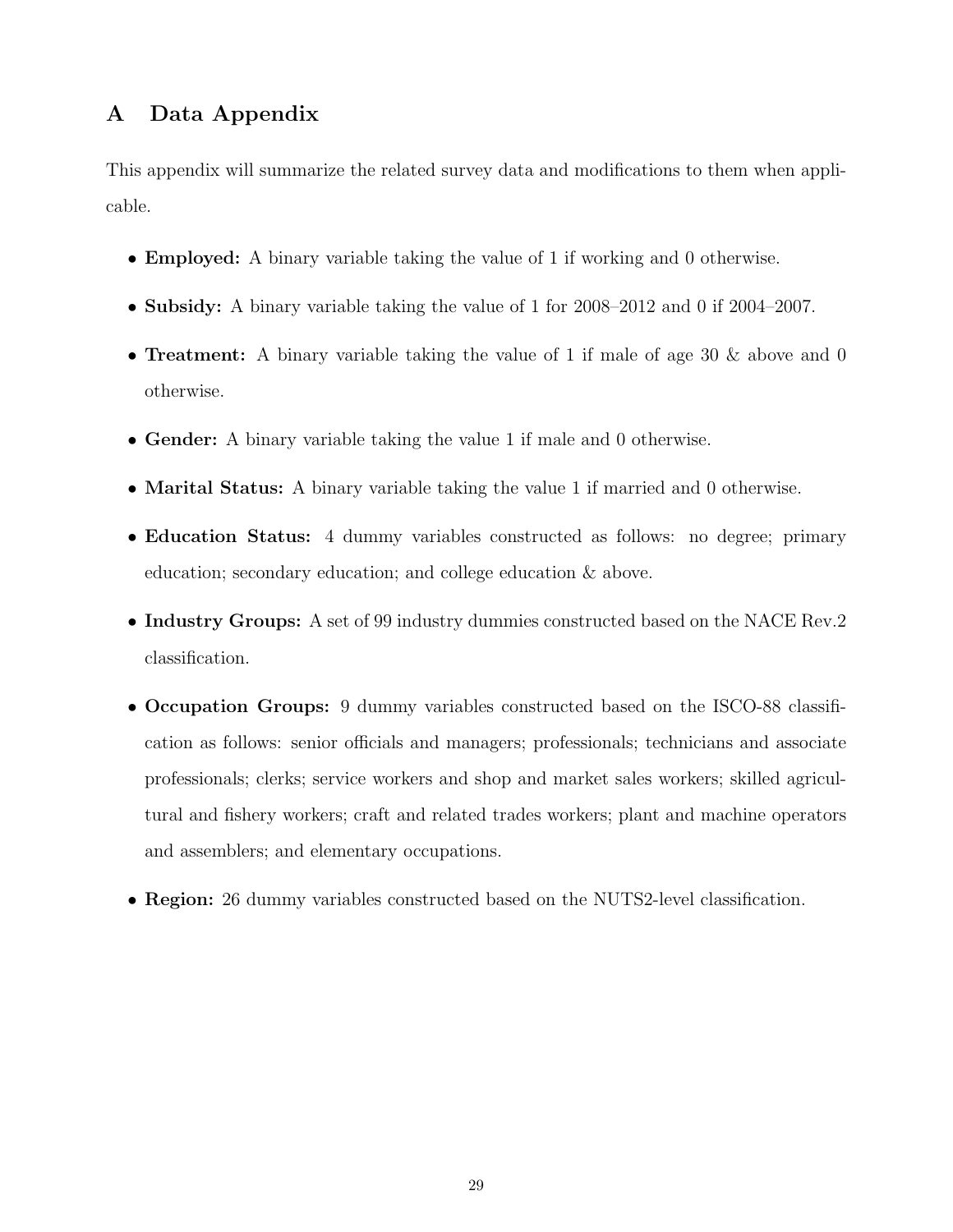# A Data Appendix

This appendix will summarize the related survey data and modifications to them when applicable.

- **Employed:** A binary variable taking the value of 1 if working and 0 otherwise.
- **Subsidy:** A binary variable taking the value of 1 for 2008–2012 and 0 if 2004–2007.
- **Treatment:** A binary variable taking the value of 1 if male of age 30 & above and 0 otherwise.
- **Gender:** A binary variable taking the value 1 if male and 0 otherwise.
- **Marital Status:** A binary variable taking the value 1 if married and 0 otherwise.
- **Education Status:** 4 dummy variables constructed as follows: no degree; primary education; secondary education; and college education & above.
- **Industry Groups:** A set of 99 industry dummies constructed based on the NACE Rev.2 classification.
- **Occupation Groups:** 9 dummy variables constructed based on the ISCO-88 classification as follows: senior officials and managers; professionals; technicians and associate professionals; clerks; service workers and shop and market sales workers; skilled agricultural and fishery workers; craft and related trades workers; plant and machine operators and assemblers; and elementary occupations.
- **Region:** 26 dummy variables constructed based on the NUTS2-level classification.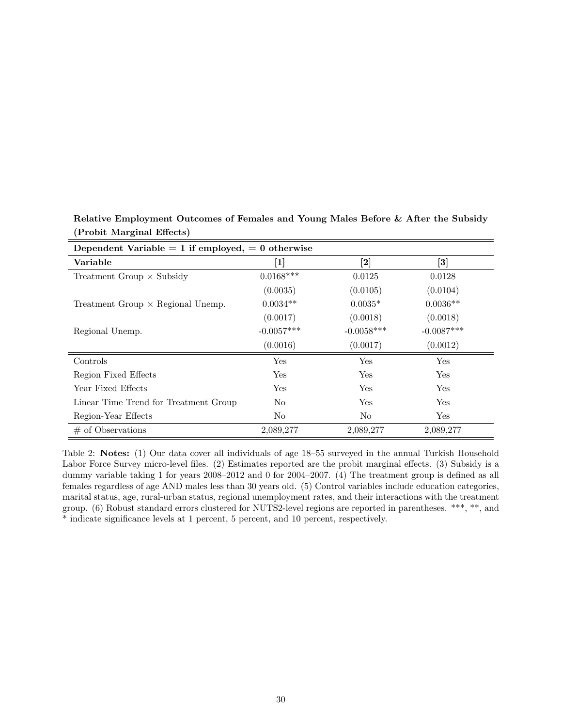**Relative Employment Outcomes of Females and Young Males Before & After the Subsidy (Probit Marginal Effects)**

| **Dependent Variable = 1 if employed, = 0 otherwise** | | | |
|---|---|---|---|
| **Variable** | **[1]** | **[2]** | **[3]** |
| Treatment Group × Subsidy | 0.0168*** | 0.0125 | 0.0128 |
| | (0.0035) | (0.0105) | (0.0104) |
| Treatment Group × Regional Unemp. | 0.0034** | 0.0035* | 0.0036** |
| | (0.0017) | (0.0018) | (0.0018) |
| Regional Unemp. | -0.0057*** | -0.0058*** | -0.0087*** |
| | (0.0016) | (0.0017) | (0.0012) |
| Controls | Yes | Yes | Yes |
| Region Fixed Effects | Yes | Yes | Yes |
| Year Fixed Effects | Yes | Yes | Yes |
| Linear Time Trend for Treatment Group | No | Yes | Yes |
| Region-Year Effects | No | No | Yes |
| # of Observations | 2,089,277 | 2,089,277 | 2,089,277 |

Table 2: **Notes:** (1) Our data cover all individuals of age 18–55 surveyed in the annual Turkish Household Labor Force Survey micro-level files. (2) Estimates reported are the probit marginal effects. (3) Subsidy is a dummy variable taking 1 for years 2008–2012 and 0 for 2004–2007. (4) The treatment group is defined as all females regardless of age AND males less than 30 years old. (5) Control variables include education categories, marital status, age, rural-urban status, regional unemployment rates, and their interactions with the treatment group. (6) Robust standard errors clustered for NUTS2-level regions are reported in parentheses. ***, **, and * indicate significance levels at 1 percent, 5 percent, and 10 percent, respectively.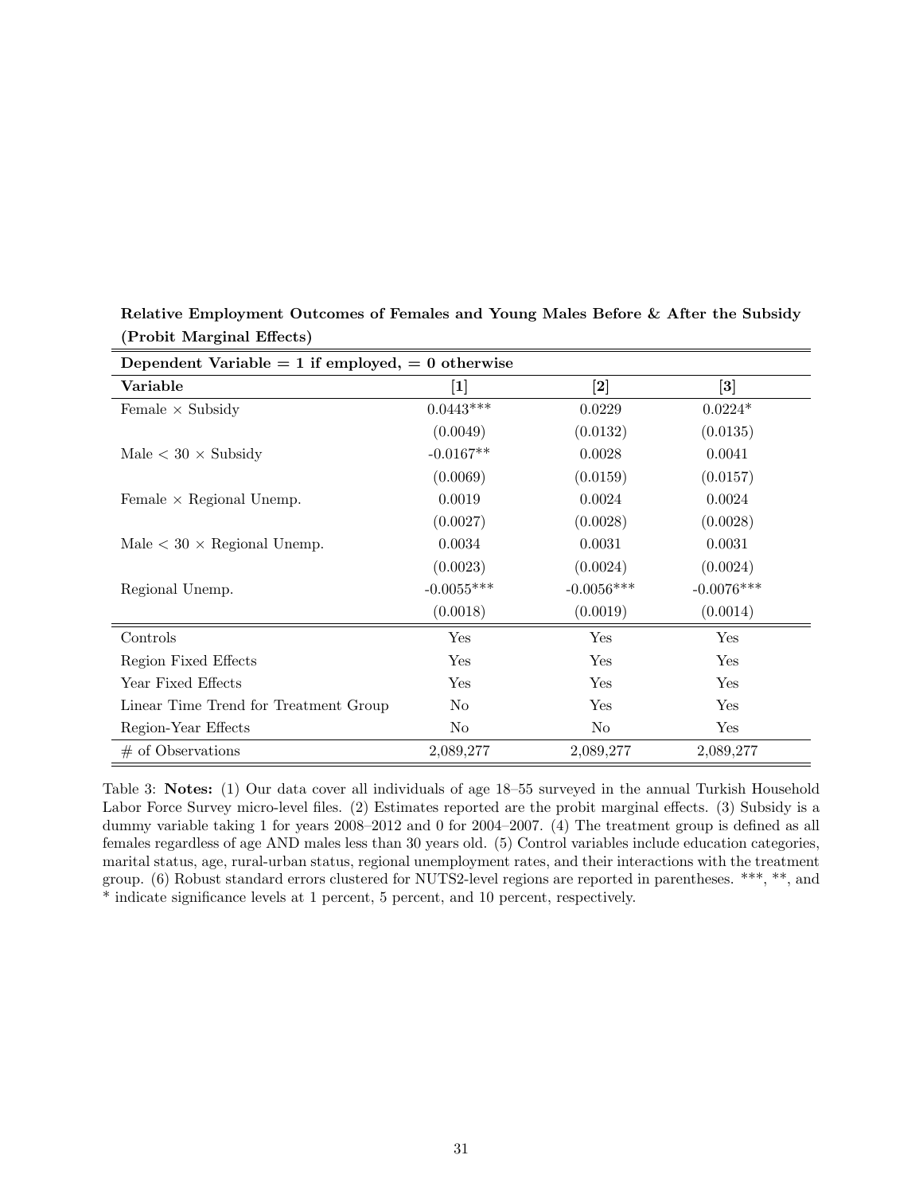**Relative Employment Outcomes of Females and Young Males Before & After the Subsidy (Probit Marginal Effects)**

| **Dependent Variable = 1 if employed, = 0 otherwise** | | | |
|---|---|---|---|
| **Variable** | **[1]** | **[2]** | **[3]** |
| Female × Subsidy | 0.0443*** | 0.0229 | 0.0224* |
| | (0.0049) | (0.0132) | (0.0135) |
| Male < 30 × Subsidy | -0.0167** | 0.0028 | 0.0041 |
| | (0.0069) | (0.0159) | (0.0157) |
| Female × Regional Unemp. | 0.0019 | 0.0024 | 0.0024 |
| | (0.0027) | (0.0028) | (0.0028) |
| Male < 30 × Regional Unemp. | 0.0034 | 0.0031 | 0.0031 |
| | (0.0023) | (0.0024) | (0.0024) |
| Regional Unemp. | -0.0055*** | -0.0056*** | -0.0076*** |
| | (0.0018) | (0.0019) | (0.0014) |
| Controls | Yes | Yes | Yes |
| Region Fixed Effects | Yes | Yes | Yes |
| Year Fixed Effects | Yes | Yes | Yes |
| Linear Time Trend for Treatment Group | No | Yes | Yes |
| Region-Year Effects | No | No | Yes |
| # of Observations | 2,089,277 | 2,089,277 | 2,089,277 |

Table 3: **Notes:** (1) Our data cover all individuals of age 18–55 surveyed in the annual Turkish Household Labor Force Survey micro-level files. (2) Estimates reported are the probit marginal effects. (3) Subsidy is a dummy variable taking 1 for years 2008–2012 and 0 for 2004–2007. (4) The treatment group is defined as all females regardless of age AND males less than 30 years old. (5) Control variables include education categories, marital status, age, rural-urban status, regional unemployment rates, and their interactions with the treatment group. (6) Robust standard errors clustered for NUTS2-level regions are reported in parentheses. ***, **, and * indicate significance levels at 1 percent, 5 percent, and 10 percent, respectively.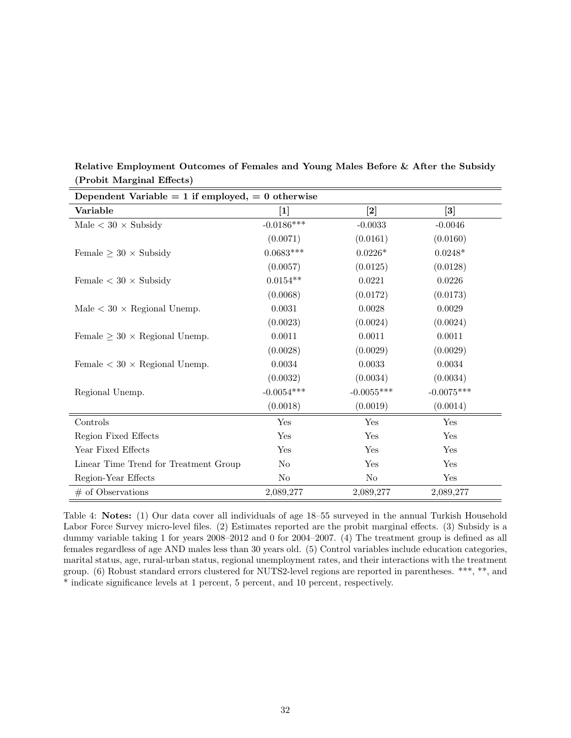**Relative Employment Outcomes of Females and Young Males Before & After the Subsidy (Probit Marginal Effects)**

| **Dependent Variable = 1 if employed, = 0 otherwise** | | | |
|---|---|---|---|
| **Variable** | **[1]** | **[2]** | **[3]** |
| Male $< 30$ $\times$ Subsidy | -0.0186*** | -0.0033 | -0.0046 |
| | (0.0071) | (0.0161) | (0.0160) |
| Female $\geq 30$ $\times$ Subsidy | 0.0683*** | 0.0226* | 0.0248* |
| | (0.0057) | (0.0125) | (0.0128) |
| Female $< 30$ $\times$ Subsidy | 0.0154** | 0.0221 | 0.0226 |
| | (0.0068) | (0.0172) | (0.0173) |
| Male $< 30$ $\times$ Regional Unemp. | 0.0031 | 0.0028 | 0.0029 |
| | (0.0023) | (0.0024) | (0.0024) |
| Female $\geq 30$ $\times$ Regional Unemp. | 0.0011 | 0.0011 | 0.0011 |
| | (0.0028) | (0.0029) | (0.0029) |
| Female $< 30$ $\times$ Regional Unemp. | 0.0034 | 0.0033 | 0.0034 |
| | (0.0032) | (0.0034) | (0.0034) |
| Regional Unemp. | -0.0054*** | -0.0055*** | -0.0075*** |
| | (0.0018) | (0.0019) | (0.0014) |
| Controls | Yes | Yes | Yes |
| Region Fixed Effects | Yes | Yes | Yes |
| Year Fixed Effects | Yes | Yes | Yes |
| Linear Time Trend for Treatment Group | No | Yes | Yes |
| Region-Year Effects | No | No | Yes |
| # of Observations | 2,089,277 | 2,089,277 | 2,089,277 |

Table 4: **Notes:** (1) Our data cover all individuals of age 18–55 surveyed in the annual Turkish Household Labor Force Survey micro-level files. (2) Estimates reported are the probit marginal effects. (3) Subsidy is a dummy variable taking 1 for years 2008–2012 and 0 for 2004–2007. (4) The treatment group is defined as all females regardless of age AND males less than 30 years old. (5) Control variables include education categories, marital status, age, rural-urban status, regional unemployment rates, and their interactions with the treatment group. (6) Robust standard errors clustered for NUTS2-level regions are reported in parentheses. ***, **, and * indicate significance levels at 1 percent, 5 percent, and 10 percent, respectively.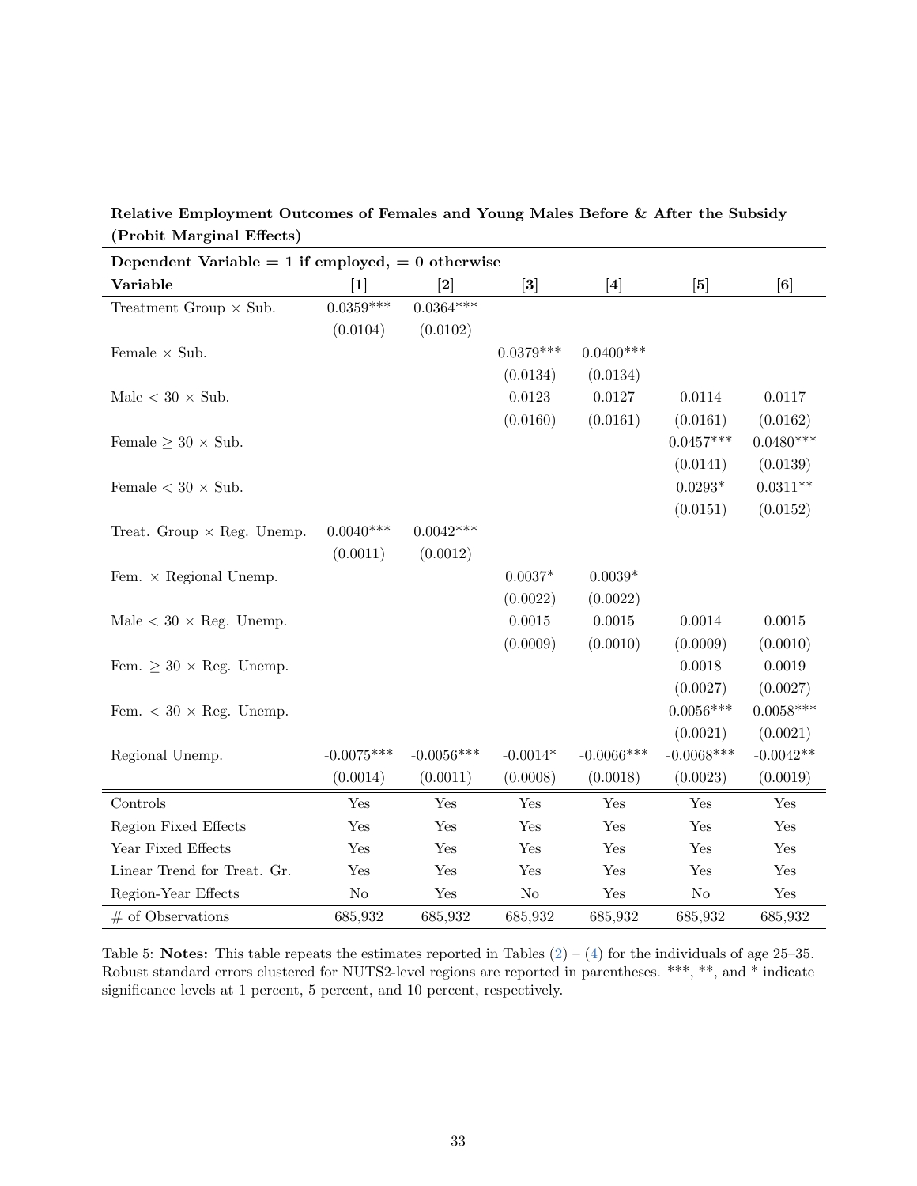**Relative Employment Outcomes of Females and Young Males Before & After the Subsidy (Probit Marginal Effects)**

| **Dependent Variable = 1 if employed, = 0 otherwise** | | | | | | |
|---|---|---|---|---|---|---|
| **Variable** | **[1]** | **[2]** | **[3]** | **[4]** | **[5]** | **[6]** |
| Treatment Group × Sub. | 0.0359*** | 0.0364*** | | | | |
| | (0.0104) | (0.0102) | | | | |
| Female × Sub. | | | 0.0379*** | 0.0400*** | | |
| | | | (0.0134) | (0.0134) | | |
| Male < 30 × Sub. | | | 0.0123 | 0.0127 | 0.0114 | 0.0117 |
| | | | (0.0160) | (0.0161) | (0.0161) | (0.0162) |
| Female ≥ 30 × Sub. | | | | | 0.0457*** | 0.0480*** |
| | | | | | (0.0141) | (0.0139) |
| Female < 30 × Sub. | | | | | 0.0293* | 0.0311** |
| | | | | | (0.0151) | (0.0152) |
| Treat. Group × Reg. Unemp. | 0.0040*** | 0.0042*** | | | | |
| | (0.0011) | (0.0012) | | | | |
| Fem. × Regional Unemp. | | | 0.0037* | 0.0039* | | |
| | | | (0.0022) | (0.0022) | | |
| Male < 30 × Reg. Unemp. | | | 0.0015 | 0.0015 | 0.0014 | 0.0015 |
| | | | (0.0009) | (0.0010) | (0.0009) | (0.0010) |
| Fem. ≥ 30 × Reg. Unemp. | | | | | 0.0018 | 0.0019 |
| | | | | | (0.0027) | (0.0027) |
| Fem. < 30 × Reg. Unemp. | | | | | 0.0056*** | 0.0058*** |
| | | | | | (0.0021) | (0.0021) |
| Regional Unemp. | -0.0075*** | -0.0056*** | -0.0014* | -0.0066*** | -0.0068*** | -0.0042** |
| | (0.0014) | (0.0011) | (0.0008) | (0.0018) | (0.0023) | (0.0019) |
| Controls | Yes | Yes | Yes | Yes | Yes | Yes |
| Region Fixed Effects | Yes | Yes | Yes | Yes | Yes | Yes |
| Year Fixed Effects | Yes | Yes | Yes | Yes | Yes | Yes |
| Linear Trend for Treat. Gr. | Yes | Yes | Yes | Yes | Yes | Yes |
| Region-Year Effects | No | Yes | No | Yes | No | Yes |
| # of Observations | 685,932 | 685,932 | 685,932 | 685,932 | 685,932 | 685,932 |

Table 5: **Notes:** This table repeats the estimates reported in Tables (2) – (4) for the individuals of age 25–35. Robust standard errors clustered for NUTS2-level regions are reported in parentheses. ***, **, and * indicate significance levels at 1 percent, 5 percent, and 10 percent, respectively.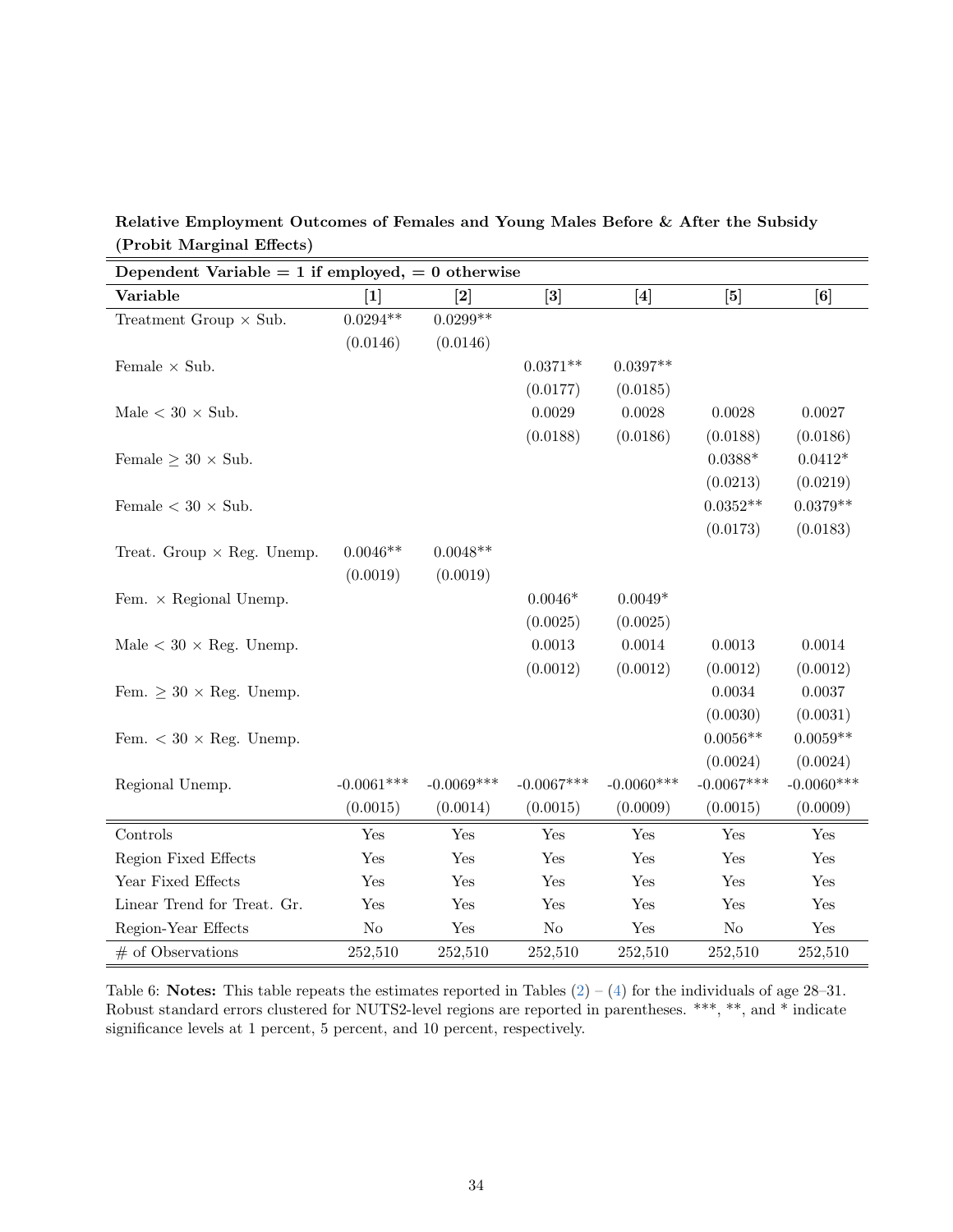**Relative Employment Outcomes of Females and Young Males Before & After the Subsidy (Probit Marginal Effects)**

| **Dependent Variable = 1 if employed, = 0 otherwise** | | | | | | |
|---|---|---|---|---|---|---|
| **Variable** | **[1]** | **[2]** | **[3]** | **[4]** | **[5]** | **[6]** |
| Treatment Group × Sub. | 0.0294** | 0.0299** | | | | |
| | (0.0146) | (0.0146) | | | | |
| Female × Sub. | | | 0.0371** | 0.0397** | | |
| | | | (0.0177) | (0.0185) | | |
| Male < 30 × Sub. | | | 0.0029 | 0.0028 | 0.0028 | 0.0027 |
| | | | (0.0188) | (0.0186) | (0.0188) | (0.0186) |
| Female ≥ 30 × Sub. | | | | | 0.0388* | 0.0412* |
| | | | | | (0.0213) | (0.0219) |
| Female < 30 × Sub. | | | | | 0.0352** | 0.0379** |
| | | | | | (0.0173) | (0.0183) |
| Treat. Group × Reg. Unemp. | 0.0046** | 0.0048** | | | | |
| | (0.0019) | (0.0019) | | | | |
| Fem. × Regional Unemp. | | | 0.0046* | 0.0049* | | |
| | | | (0.0025) | (0.0025) | | |
| Male < 30 × Reg. Unemp. | | | 0.0013 | 0.0014 | 0.0013 | 0.0014 |
| | | | (0.0012) | (0.0012) | (0.0012) | (0.0012) |
| Fem. ≥ 30 × Reg. Unemp. | | | | | 0.0034 | 0.0037 |
| | | | | | (0.0030) | (0.0031) |
| Fem. < 30 × Reg. Unemp. | | | | | 0.0056** | 0.0059** |
| | | | | | (0.0024) | (0.0024) |
| Regional Unemp. | -0.0061*** | -0.0069*** | -0.0067*** | -0.0060*** | -0.0067*** | -0.0060*** |
| | (0.0015) | (0.0014) | (0.0015) | (0.0009) | (0.0015) | (0.0009) |
| Controls | Yes | Yes | Yes | Yes | Yes | Yes |
| Region Fixed Effects | Yes | Yes | Yes | Yes | Yes | Yes |
| Year Fixed Effects | Yes | Yes | Yes | Yes | Yes | Yes |
| Linear Trend for Treat. Gr. | Yes | Yes | Yes | Yes | Yes | Yes |
| Region-Year Effects | No | Yes | No | Yes | No | Yes |
| # of Observations | 252,510 | 252,510 | 252,510 | 252,510 | 252,510 | 252,510 |

Table 6: **Notes:** This table repeats the estimates reported in Tables (2) – (4) for the individuals of age 28–31. Robust standard errors clustered for NUTS2-level regions are reported in parentheses. ***, **, and * indicate significance levels at 1 percent, 5 percent, and 10 percent, respectively.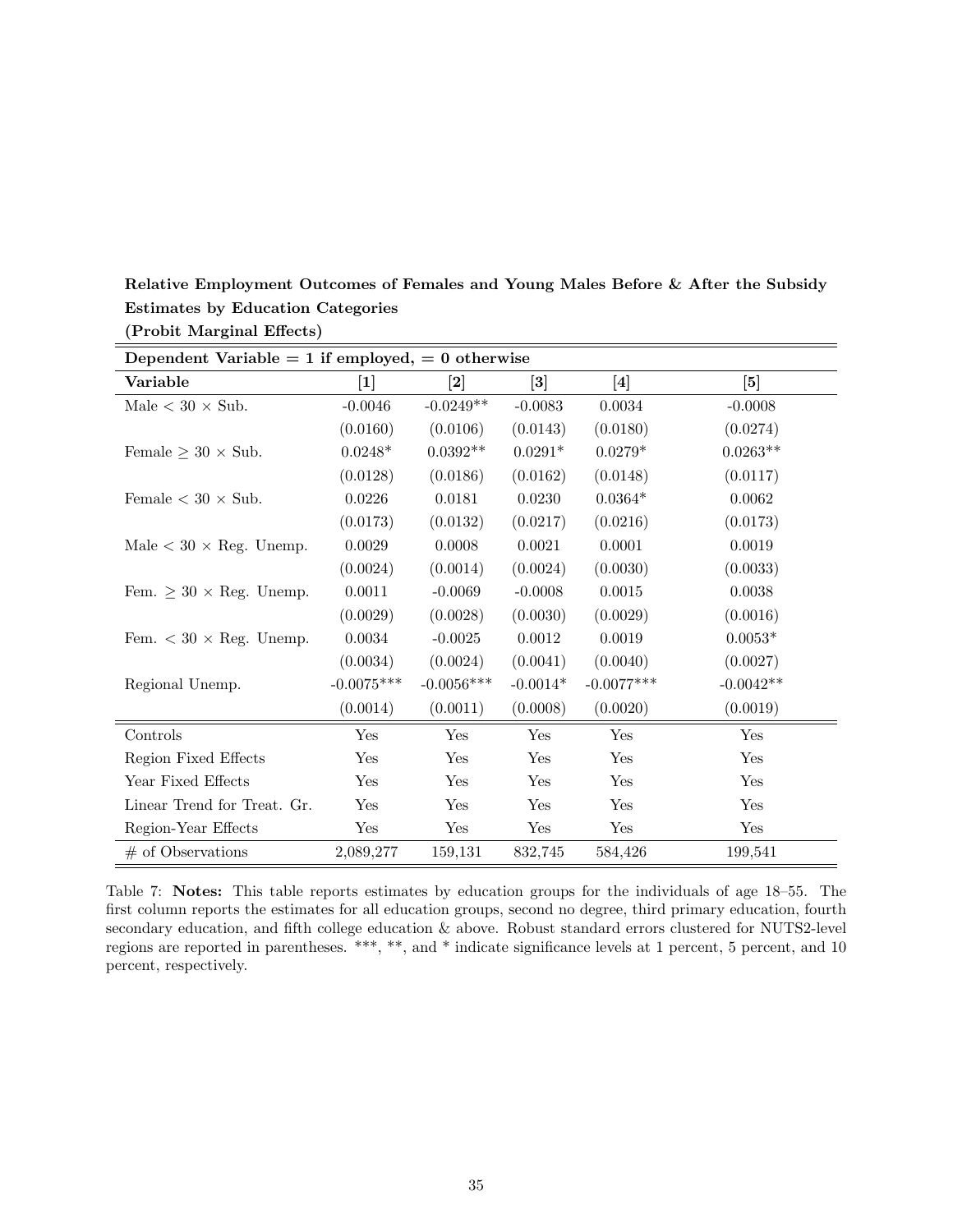**Relative Employment Outcomes of Females and Young Males Before & After the Subsidy**
**Estimates by Education Categories**
**(Probit Marginal Effects)**

| **Dependent Variable = 1 if employed, = 0 otherwise** | | | | | |
|---|---|---|---|---|---|
| **Variable** | **[1]** | **[2]** | **[3]** | **[4]** | **[5]** |
| Male $< 30 \times$ Sub. | -0.0046 | -0.0249** | -0.0083 | 0.0034 | -0.0008 |
| | (0.0160) | (0.0106) | (0.0143) | (0.0180) | (0.0274) |
| Female $\geq 30 \times$ Sub. | 0.0248* | 0.0392** | 0.0291* | 0.0279* | 0.0263** |
| | (0.0128) | (0.0186) | (0.0162) | (0.0148) | (0.0117) |
| Female $< 30 \times$ Sub. | 0.0226 | 0.0181 | 0.0230 | 0.0364* | 0.0062 |
| | (0.0173) | (0.0132) | (0.0217) | (0.0216) | (0.0173) |
| Male $< 30 \times$ Reg. Unemp. | 0.0029 | 0.0008 | 0.0021 | 0.0001 | 0.0019 |
| | (0.0024) | (0.0014) | (0.0024) | (0.0030) | (0.0033) |
| Fem. $\geq 30 \times$ Reg. Unemp. | 0.0011 | -0.0069 | -0.0008 | 0.0015 | 0.0038 |
| | (0.0029) | (0.0028) | (0.0030) | (0.0029) | (0.0016) |
| Fem. $< 30 \times$ Reg. Unemp. | 0.0034 | -0.0025 | 0.0012 | 0.0019 | 0.0053* |
| | (0.0034) | (0.0024) | (0.0041) | (0.0040) | (0.0027) |
| Regional Unemp. | -0.0075*** | -0.0056*** | -0.0014* | -0.0077*** | -0.0042** |
| | (0.0014) | (0.0011) | (0.0008) | (0.0020) | (0.0019) |
| Controls | Yes | Yes | Yes | Yes | Yes |
| Region Fixed Effects | Yes | Yes | Yes | Yes | Yes |
| Year Fixed Effects | Yes | Yes | Yes | Yes | Yes |
| Linear Trend for Treat. Gr. | Yes | Yes | Yes | Yes | Yes |
| Region-Year Effects | Yes | Yes | Yes | Yes | Yes |
| # of Observations | 2,089,277 | 159,131 | 832,745 | 584,426 | 199,541 |

Table 7: **Notes:** This table reports estimates by education groups for the individuals of age 18–55. The first column reports the estimates for all education groups, second no degree, third primary education, fourth secondary education, and fifth college education & above. Robust standard errors clustered for NUTS2-level regions are reported in parentheses. ***, **, and * indicate significance levels at 1 percent, 5 percent, and 10 percent, respectively.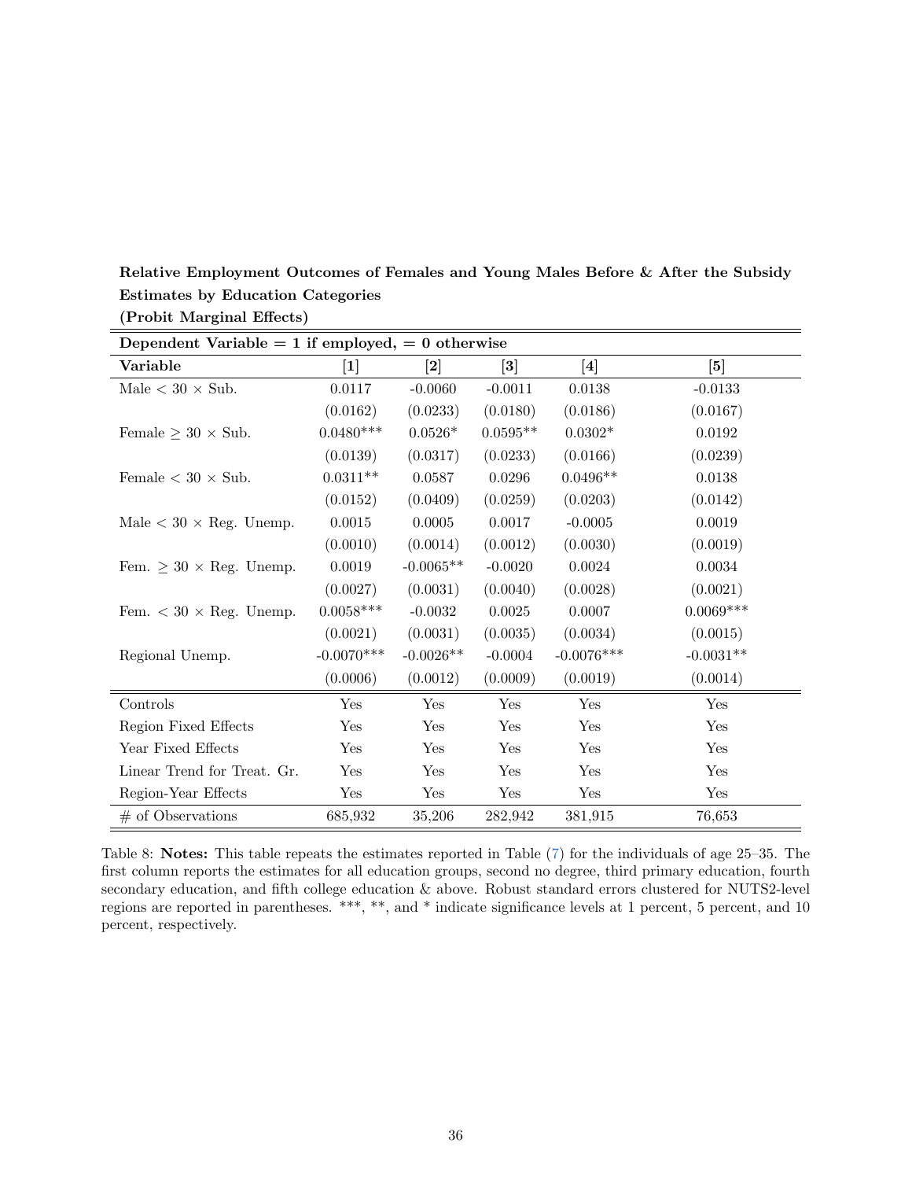**Relative Employment Outcomes of Females and Young Males Before & After the Subsidy**
**Estimates by Education Categories**
**(Probit Marginal Effects)**

| **Dependent Variable = 1 if employed, = 0 otherwise** | | | | | |
|---|---|---|---|---|---|
| **Variable** | **[1]** | **[2]** | **[3]** | **[4]** | **[5]** |
| Male $< 30 \times$ Sub. | 0.0117 | -0.0060 | -0.0011 | 0.0138 | -0.0133 |
| | (0.0162) | (0.0233) | (0.0180) | (0.0186) | (0.0167) |
| Female $\geq 30 \times$ Sub. | 0.0480*** | 0.0526* | 0.0595** | 0.0302* | 0.0192 |
| | (0.0139) | (0.0317) | (0.0233) | (0.0166) | (0.0239) |
| Female $< 30 \times$ Sub. | 0.0311** | 0.0587 | 0.0296 | 0.0496** | 0.0138 |
| | (0.0152) | (0.0409) | (0.0259) | (0.0203) | (0.0142) |
| Male $< 30 \times$ Reg. Unemp. | 0.0015 | 0.0005 | 0.0017 | -0.0005 | 0.0019 |
| | (0.0010) | (0.0014) | (0.0012) | (0.0030) | (0.0019) |
| Fem. $\geq 30 \times$ Reg. Unemp. | 0.0019 | -0.0065** | -0.0020 | 0.0024 | 0.0034 |
| | (0.0027) | (0.0031) | (0.0040) | (0.0028) | (0.0021) |
| Fem. $< 30 \times$ Reg. Unemp. | 0.0058*** | -0.0032 | 0.0025 | 0.0007 | 0.0069*** |
| | (0.0021) | (0.0031) | (0.0035) | (0.0034) | (0.0015) |
| Regional Unemp. | -0.0070*** | -0.0026** | -0.0004 | -0.0076*** | -0.0031** |
| | (0.0006) | (0.0012) | (0.0009) | (0.0019) | (0.0014) |
| Controls | Yes | Yes | Yes | Yes | Yes |
| Region Fixed Effects | Yes | Yes | Yes | Yes | Yes |
| Year Fixed Effects | Yes | Yes | Yes | Yes | Yes |
| Linear Trend for Treat. Gr. | Yes | Yes | Yes | Yes | Yes |
| Region-Year Effects | Yes | Yes | Yes | Yes | Yes |
| # of Observations | 685,932 | 35,206 | 282,942 | 381,915 | 76,653 |

Table 8: **Notes:** This table repeats the estimates reported in Table (7) for the individuals of age 25–35. The first column reports the estimates for all education groups, second no degree, third primary education, fourth secondary education, and fifth college education & above. Robust standard errors clustered for NUTS2-level regions are reported in parentheses. ***, **, and * indicate significance levels at 1 percent, 5 percent, and 10 percent, respectively.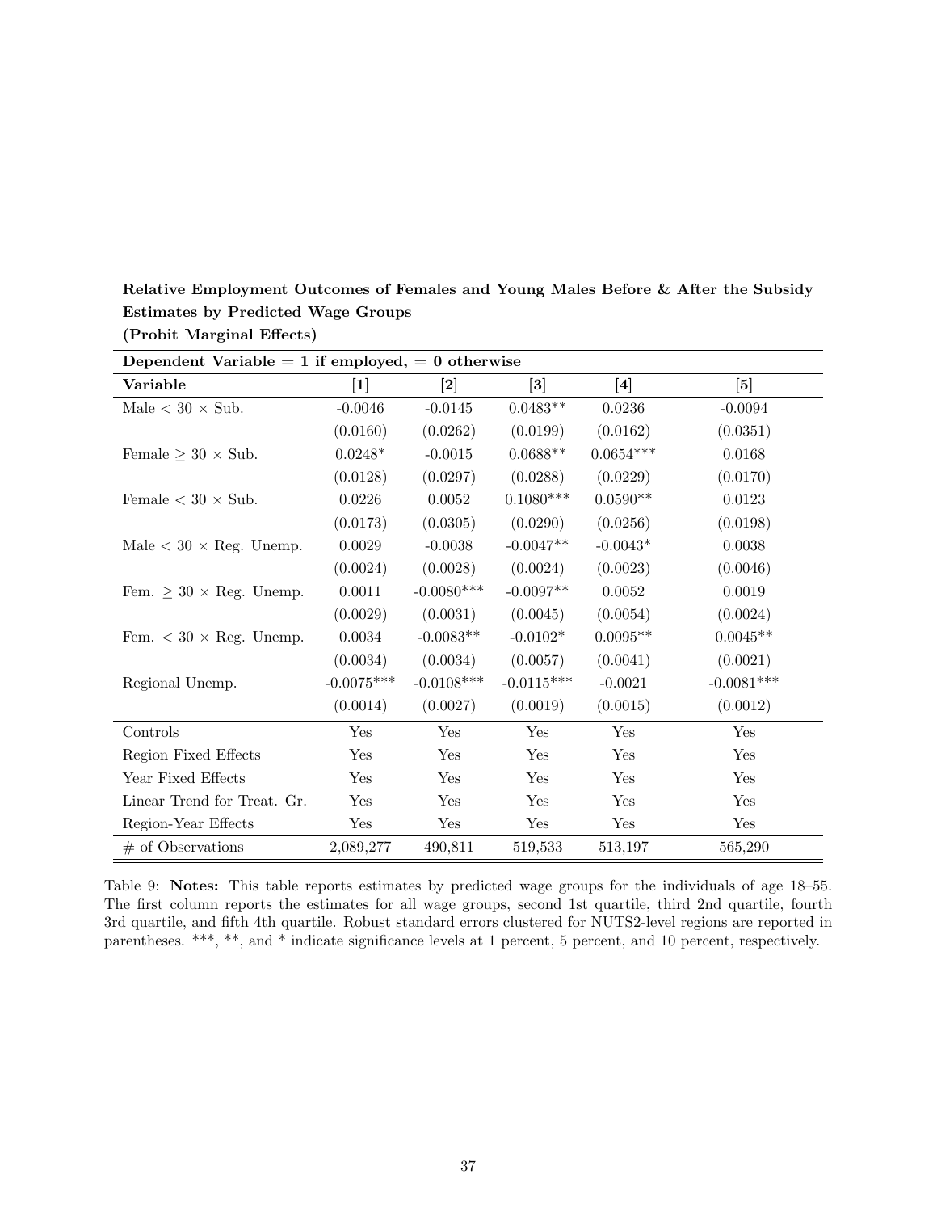**Relative Employment Outcomes of Females and Young Males Before & After the Subsidy Estimates by Predicted Wage Groups (Probit Marginal Effects)**

| **Dependent Variable = 1 if employed, = 0 otherwise** | | | | | |
|---|---|---|---|---|---|
| **Variable** | **[1]** | **[2]** | **[3]** | **[4]** | **[5]** |
| Male $< 30 \times$ Sub. | -0.0046 | -0.0145 | 0.0483** | 0.0236 | -0.0094 |
| | (0.0160) | (0.0262) | (0.0199) | (0.0162) | (0.0351) |
| Female $\geq 30 \times$ Sub. | 0.0248* | -0.0015 | 0.0688** | 0.0654*** | 0.0168 |
| | (0.0128) | (0.0297) | (0.0288) | (0.0229) | (0.0170) |
| Female $< 30 \times$ Sub. | 0.0226 | 0.0052 | 0.1080*** | 0.0590** | 0.0123 |
| | (0.0173) | (0.0305) | (0.0290) | (0.0256) | (0.0198) |
| Male $< 30 \times$ Reg. Unemp. | 0.0029 | -0.0038 | -0.0047** | -0.0043* | 0.0038 |
| | (0.0024) | (0.0028) | (0.0024) | (0.0023) | (0.0046) |
| Fem. $\geq 30 \times$ Reg. Unemp. | 0.0011 | -0.0080*** | -0.0097** | 0.0052 | 0.0019 |
| | (0.0029) | (0.0031) | (0.0045) | (0.0054) | (0.0024) |
| Fem. $< 30 \times$ Reg. Unemp. | 0.0034 | -0.0083** | -0.0102* | 0.0095** | 0.0045** |
| | (0.0034) | (0.0034) | (0.0057) | (0.0041) | (0.0021) |
| Regional Unemp. | -0.0075*** | -0.0108*** | -0.0115*** | -0.0021 | -0.0081*** |
| | (0.0014) | (0.0027) | (0.0019) | (0.0015) | (0.0012) |
| Controls | Yes | Yes | Yes | Yes | Yes |
| Region Fixed Effects | Yes | Yes | Yes | Yes | Yes |
| Year Fixed Effects | Yes | Yes | Yes | Yes | Yes |
| Linear Trend for Treat. Gr. | Yes | Yes | Yes | Yes | Yes |
| Region-Year Effects | Yes | Yes | Yes | Yes | Yes |
| # of Observations | 2,089,277 | 490,811 | 519,533 | 513,197 | 565,290 |

Table 9: **Notes:** This table reports estimates by predicted wage groups for the individuals of age 18–55. The first column reports the estimates for all wage groups, second 1st quartile, third 2nd quartile, fourth 3rd quartile, and fifth 4th quartile. Robust standard errors clustered for NUTS2-level regions are reported in parentheses. ***, **, and * indicate significance levels at 1 percent, 5 percent, and 10 percent, respectively.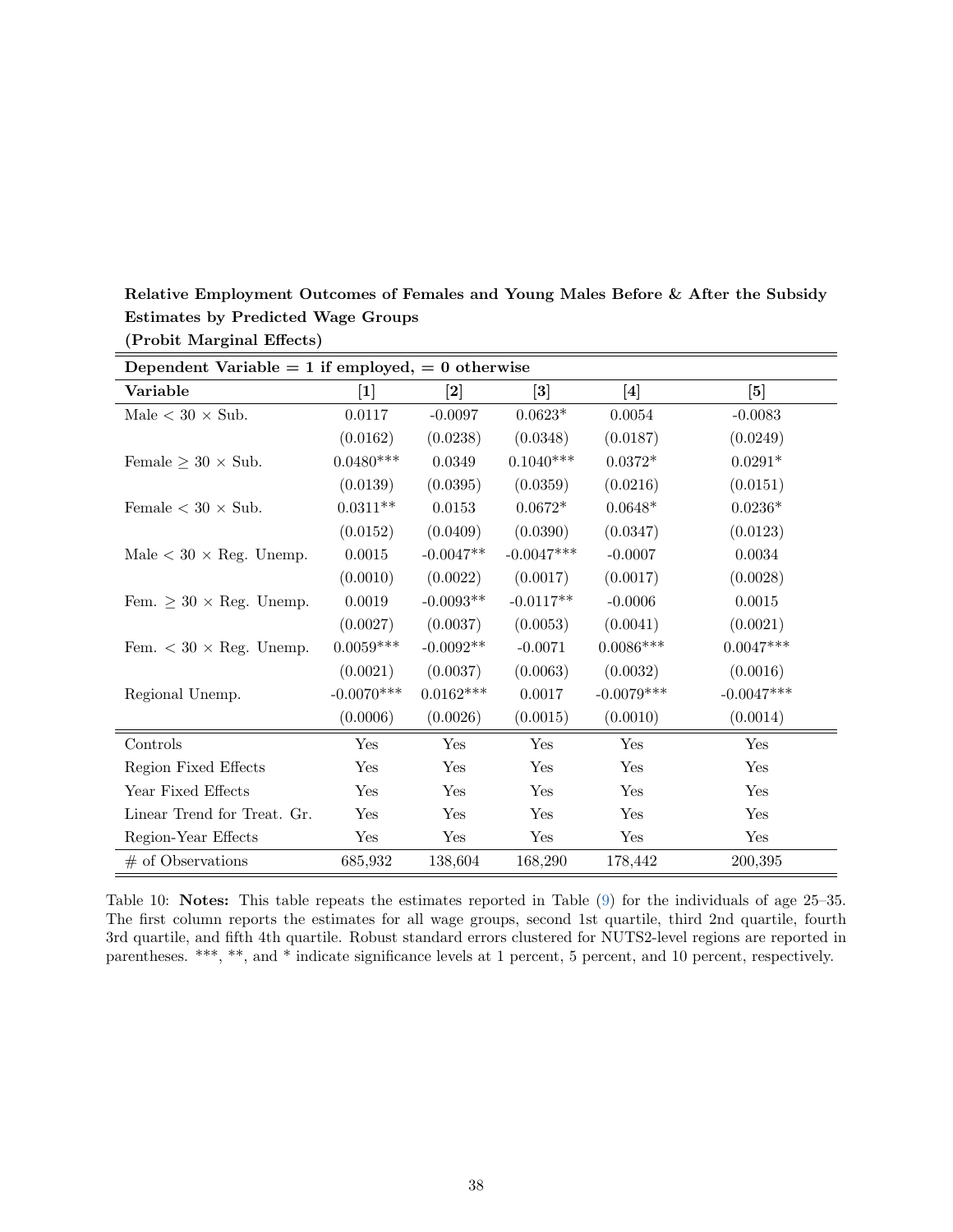**Relative Employment Outcomes of Females and Young Males Before & After the Subsidy**
**Estimates by Predicted Wage Groups**
**(Probit Marginal Effects)**

| **Dependent Variable = 1 if employed, = 0 otherwise** | | | | | |
|---|---|---|---|---|---|
| **Variable** | **[1]** | **[2]** | **[3]** | **[4]** | **[5]** |
| Male $< 30 \times$ Sub. | 0.0117 | -0.0097 | 0.0623* | 0.0054 | -0.0083 |
| | (0.0162) | (0.0238) | (0.0348) | (0.0187) | (0.0249) |
| Female $\geq 30 \times$ Sub. | 0.0480*** | 0.0349 | 0.1040*** | 0.0372* | 0.0291* |
| | (0.0139) | (0.0395) | (0.0359) | (0.0216) | (0.0151) |
| Female $< 30 \times$ Sub. | 0.0311** | 0.0153 | 0.0672* | 0.0648* | 0.0236* |
| | (0.0152) | (0.0409) | (0.0390) | (0.0347) | (0.0123) |
| Male $< 30 \times$ Reg. Unemp. | 0.0015 | -0.0047** | -0.0047*** | -0.0007 | 0.0034 |
| | (0.0010) | (0.0022) | (0.0017) | (0.0017) | (0.0028) |
| Fem. $\geq 30 \times$ Reg. Unemp. | 0.0019 | -0.0093** | -0.0117** | -0.0006 | 0.0015 |
| | (0.0027) | (0.0037) | (0.0053) | (0.0041) | (0.0021) |
| Fem. $< 30 \times$ Reg. Unemp. | 0.0059*** | -0.0092** | -0.0071 | 0.0086*** | 0.0047*** |
| | (0.0021) | (0.0037) | (0.0063) | (0.0032) | (0.0016) |
| Regional Unemp. | -0.0070*** | 0.0162*** | 0.0017 | -0.0079*** | -0.0047*** |
| | (0.0006) | (0.0026) | (0.0015) | (0.0010) | (0.0014) |
| Controls | Yes | Yes | Yes | Yes | Yes |
| Region Fixed Effects | Yes | Yes | Yes | Yes | Yes |
| Year Fixed Effects | Yes | Yes | Yes | Yes | Yes |
| Linear Trend for Treat. Gr. | Yes | Yes | Yes | Yes | Yes |
| Region-Year Effects | Yes | Yes | Yes | Yes | Yes |
| # of Observations | 685,932 | 138,604 | 168,290 | 178,442 | 200,395 |

Table 10: **Notes:** This table repeats the estimates reported in Table (9) for the individuals of age 25–35. The first column reports the estimates for all wage groups, second 1st quartile, third 2nd quartile, fourth 3rd quartile, and fifth 4th quartile. Robust standard errors clustered for NUTS2-level regions are reported in parentheses. ***, **, and * indicate significance levels at 1 percent, 5 percent, and 10 percent, respectively.